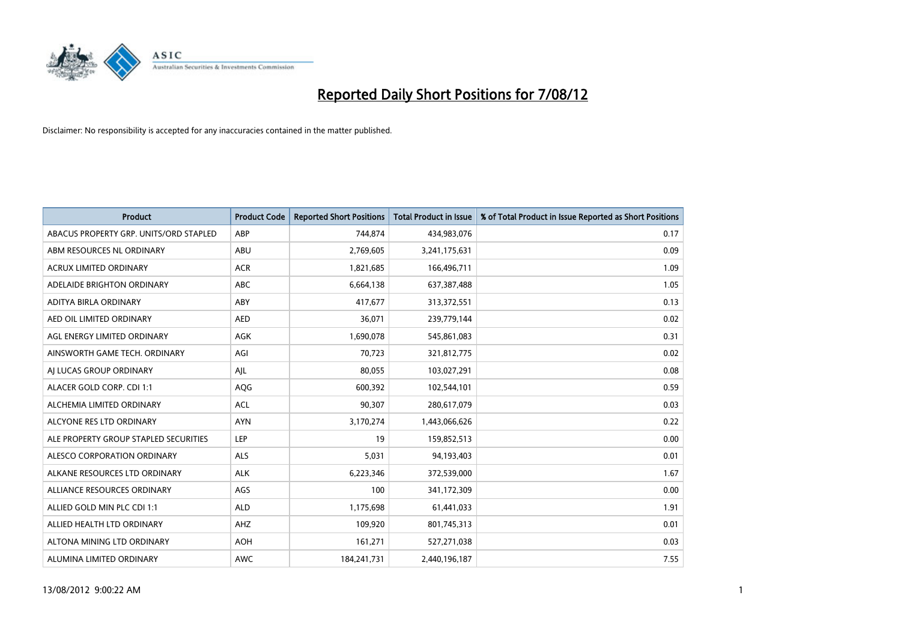# Reported Daily Short Positions for 7/08/12

Disclaimer: No responsibility is accepted for any inaccuracies contained in the matter published.

| Product | Product Code | Reported Short Positions | Total Product in Issue | % of Total Product in Issue Reported as Short Positions |
|---|---|---|---|---|
| ABACUS PROPERTY GRP. UNITS/ORD STAPLED | ABP | 744,874 | 434,983,076 | 0.17 |
| ABM RESOURCES NL ORDINARY | ABU | 2,769,605 | 3,241,175,631 | 0.09 |
| ACRUX LIMITED ORDINARY | ACR | 1,821,685 | 166,496,711 | 1.09 |
| ADELAIDE BRIGHTON ORDINARY | ABC | 6,664,138 | 637,387,488 | 1.05 |
| ADITYA BIRLA ORDINARY | ABY | 417,677 | 313,372,551 | 0.13 |
| AED OIL LIMITED ORDINARY | AED | 36,071 | 239,779,144 | 0.02 |
| AGL ENERGY LIMITED ORDINARY | AGK | 1,690,078 | 545,861,083 | 0.31 |
| AINSWORTH GAME TECH. ORDINARY | AGI | 70,723 | 321,812,775 | 0.02 |
| AJ LUCAS GROUP ORDINARY | AJL | 80,055 | 103,027,291 | 0.08 |
| ALACER GOLD CORP. CDI 1:1 | AQG | 600,392 | 102,544,101 | 0.59 |
| ALCHEMIA LIMITED ORDINARY | ACL | 90,307 | 280,617,079 | 0.03 |
| ALCYONE RES LTD ORDINARY | AYN | 3,170,274 | 1,443,066,626 | 0.22 |
| ALE PROPERTY GROUP STAPLED SECURITIES | LEP | 19 | 159,852,513 | 0.00 |
| ALESCO CORPORATION ORDINARY | ALS | 5,031 | 94,193,403 | 0.01 |
| ALKANE RESOURCES LTD ORDINARY | ALK | 6,223,346 | 372,539,000 | 1.67 |
| ALLIANCE RESOURCES ORDINARY | AGS | 100 | 341,172,309 | 0.00 |
| ALLIED GOLD MIN PLC CDI 1:1 | ALD | 1,175,698 | 61,441,033 | 1.91 |
| ALLIED HEALTH LTD ORDINARY | AHZ | 109,920 | 801,745,313 | 0.01 |
| ALTONA MINING LTD ORDINARY | AOH | 161,271 | 527,271,038 | 0.03 |
| ALUMINA LIMITED ORDINARY | AWC | 184,241,731 | 2,440,196,187 | 7.55 |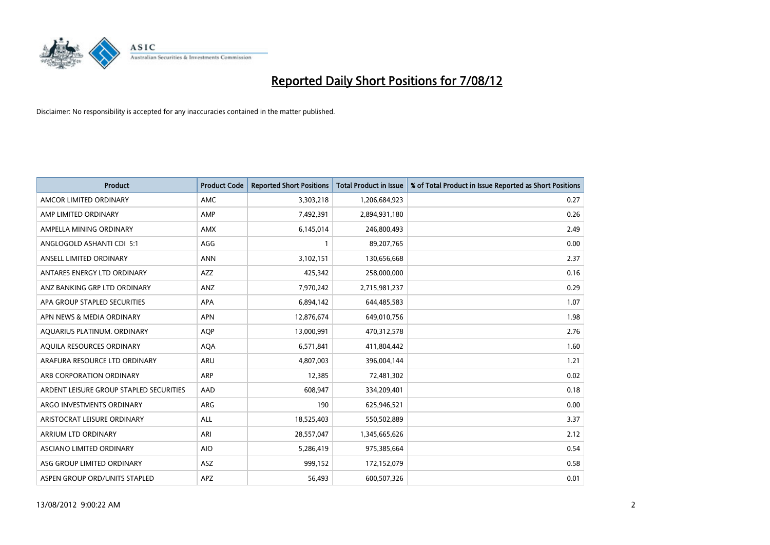# Reported Daily Short Positions for 7/08/12

Disclaimer: No responsibility is accepted for any inaccuracies contained in the matter published.

| Product | Product Code | Reported Short Positions | Total Product in Issue | % of Total Product in Issue Reported as Short Positions |
|---|---|---|---|---|
| AMCOR LIMITED ORDINARY | AMC | 3,303,218 | 1,206,684,923 | 0.27 |
| AMP LIMITED ORDINARY | AMP | 7,492,391 | 2,894,931,180 | 0.26 |
| AMPELLA MINING ORDINARY | AMX | 6,145,014 | 246,800,493 | 2.49 |
| ANGLOGOLD ASHANTI CDI 5:1 | AGG | 1 | 89,207,765 | 0.00 |
| ANSELL LIMITED ORDINARY | ANN | 3,102,151 | 130,656,668 | 2.37 |
| ANTARES ENERGY LTD ORDINARY | AZZ | 425,342 | 258,000,000 | 0.16 |
| ANZ BANKING GRP LTD ORDINARY | ANZ | 7,970,242 | 2,715,981,237 | 0.29 |
| APA GROUP STAPLED SECURITIES | APA | 6,894,142 | 644,485,583 | 1.07 |
| APN NEWS & MEDIA ORDINARY | APN | 12,876,674 | 649,010,756 | 1.98 |
| AQUARIUS PLATINUM. ORDINARY | AQP | 13,000,991 | 470,312,578 | 2.76 |
| AQUILA RESOURCES ORDINARY | AQA | 6,571,841 | 411,804,442 | 1.60 |
| ARAFURA RESOURCE LTD ORDINARY | ARU | 4,807,003 | 396,004,144 | 1.21 |
| ARB CORPORATION ORDINARY | ARP | 12,385 | 72,481,302 | 0.02 |
| ARDENT LEISURE GROUP STAPLED SECURITIES | AAD | 608,947 | 334,209,401 | 0.18 |
| ARGO INVESTMENTS ORDINARY | ARG | 190 | 625,946,521 | 0.00 |
| ARISTOCRAT LEISURE ORDINARY | ALL | 18,525,403 | 550,502,889 | 3.37 |
| ARRIUM LTD ORDINARY | ARI | 28,557,047 | 1,345,665,626 | 2.12 |
| ASCIANO LIMITED ORDINARY | AIO | 5,286,419 | 975,385,664 | 0.54 |
| ASG GROUP LIMITED ORDINARY | ASZ | 999,152 | 172,152,079 | 0.58 |
| ASPEN GROUP ORD/UNITS STAPLED | APZ | 56,493 | 600,507,326 | 0.01 |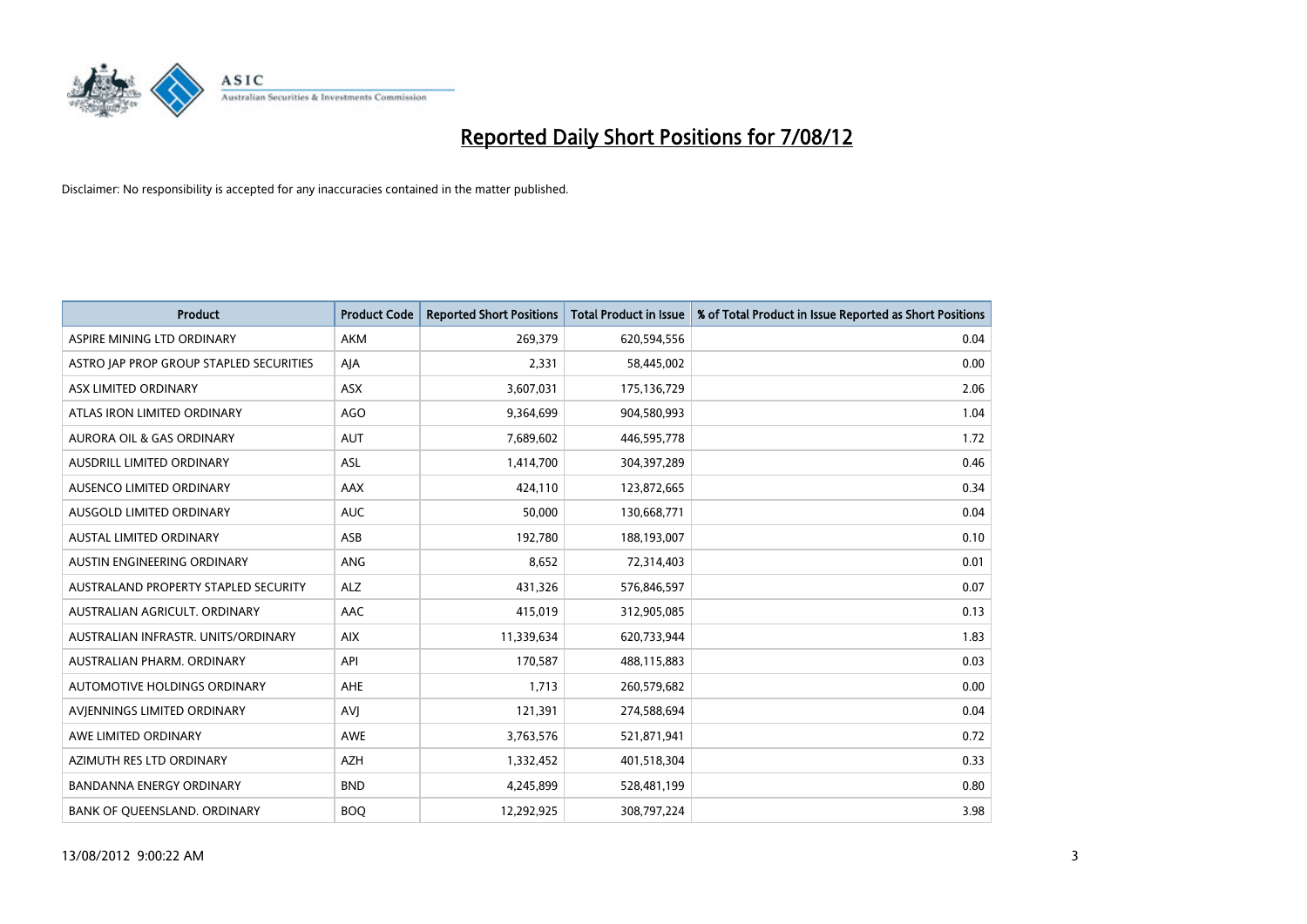# Reported Daily Short Positions for 7/08/12

Disclaimer: No responsibility is accepted for any inaccuracies contained in the matter published.

| Product | Product Code | Reported Short Positions | Total Product in Issue | % of Total Product in Issue Reported as Short Positions |
| --- | --- | --- | --- | --- |
| ASPIRE MINING LTD ORDINARY | AKM | 269,379 | 620,594,556 | 0.04 |
| ASTRO JAP PROP GROUP STAPLED SECURITIES | AJA | 2,331 | 58,445,002 | 0.00 |
| ASX LIMITED ORDINARY | ASX | 3,607,031 | 175,136,729 | 2.06 |
| ATLAS IRON LIMITED ORDINARY | AGO | 9,364,699 | 904,580,993 | 1.04 |
| AURORA OIL & GAS ORDINARY | AUT | 7,689,602 | 446,595,778 | 1.72 |
| AUSDRILL LIMITED ORDINARY | ASL | 1,414,700 | 304,397,289 | 0.46 |
| AUSENCO LIMITED ORDINARY | AAX | 424,110 | 123,872,665 | 0.34 |
| AUSGOLD LIMITED ORDINARY | AUC | 50,000 | 130,668,771 | 0.04 |
| AUSTAL LIMITED ORDINARY | ASB | 192,780 | 188,193,007 | 0.10 |
| AUSTIN ENGINEERING ORDINARY | ANG | 8,652 | 72,314,403 | 0.01 |
| AUSTRALAND PROPERTY STAPLED SECURITY | ALZ | 431,326 | 576,846,597 | 0.07 |
| AUSTRALIAN AGRICULT. ORDINARY | AAC | 415,019 | 312,905,085 | 0.13 |
| AUSTRALIAN INFRASTR. UNITS/ORDINARY | AIX | 11,339,634 | 620,733,944 | 1.83 |
| AUSTRALIAN PHARM. ORDINARY | API | 170,587 | 488,115,883 | 0.03 |
| AUTOMOTIVE HOLDINGS ORDINARY | AHE | 1,713 | 260,579,682 | 0.00 |
| AVJENNINGS LIMITED ORDINARY | AVJ | 121,391 | 274,588,694 | 0.04 |
| AWE LIMITED ORDINARY | AWE | 3,763,576 | 521,871,941 | 0.72 |
| AZIMUTH RES LTD ORDINARY | AZH | 1,332,452 | 401,518,304 | 0.33 |
| BANDANNA ENERGY ORDINARY | BND | 4,245,899 | 528,481,199 | 0.80 |
| BANK OF QUEENSLAND. ORDINARY | BOQ | 12,292,925 | 308,797,224 | 3.98 |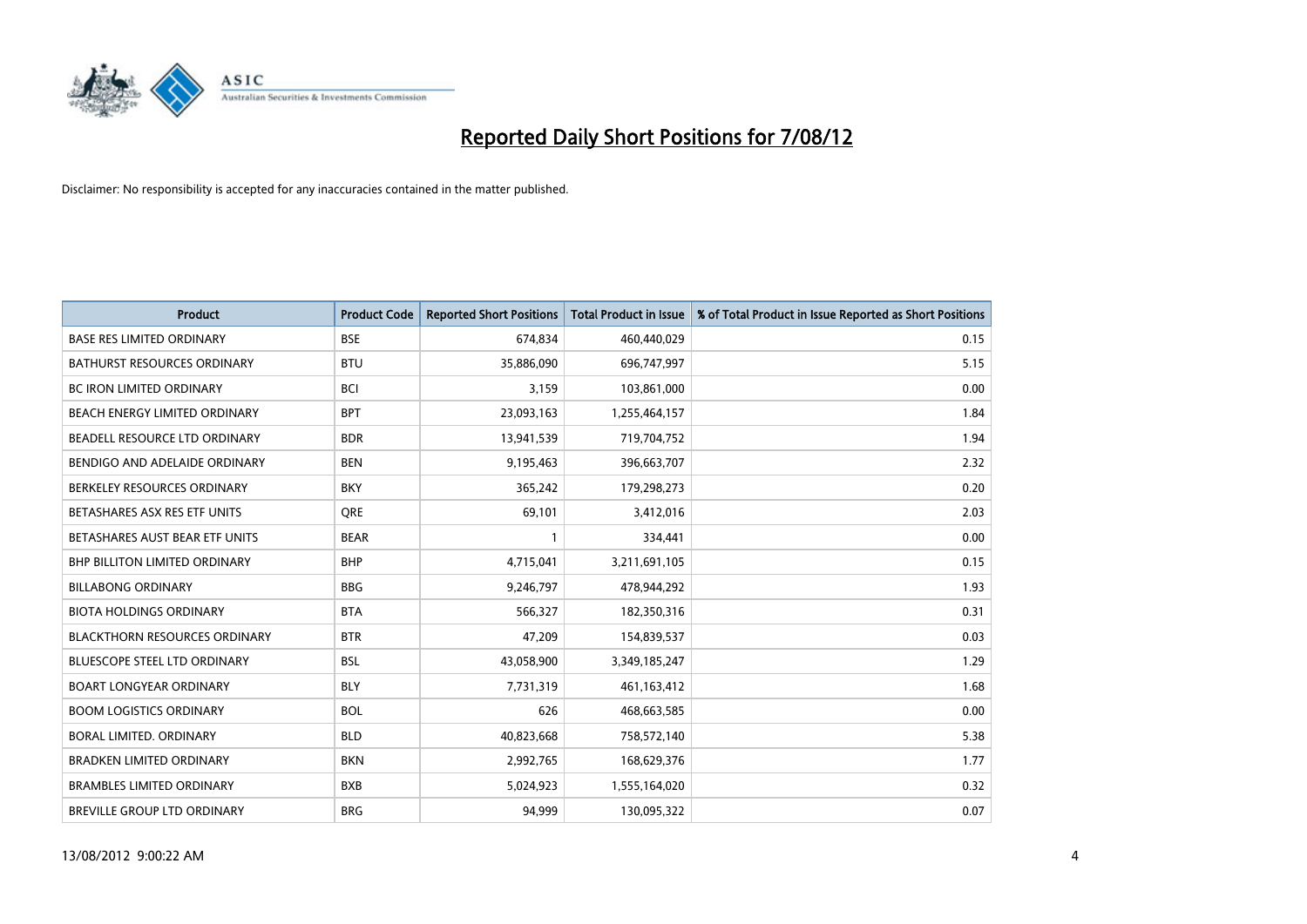# Reported Daily Short Positions for 7/08/12

Disclaimer: No responsibility is accepted for any inaccuracies contained in the matter published.

| Product | Product Code | Reported Short Positions | Total Product in Issue | % of Total Product in Issue Reported as Short Positions |
|---|---|---|---|---|
| BASE RES LIMITED ORDINARY | BSE | 674,834 | 460,440,029 | 0.15 |
| BATHURST RESOURCES ORDINARY | BTU | 35,886,090 | 696,747,997 | 5.15 |
| BC IRON LIMITED ORDINARY | BCI | 3,159 | 103,861,000 | 0.00 |
| BEACH ENERGY LIMITED ORDINARY | BPT | 23,093,163 | 1,255,464,157 | 1.84 |
| BEADELL RESOURCE LTD ORDINARY | BDR | 13,941,539 | 719,704,752 | 1.94 |
| BENDIGO AND ADELAIDE ORDINARY | BEN | 9,195,463 | 396,663,707 | 2.32 |
| BERKELEY RESOURCES ORDINARY | BKY | 365,242 | 179,298,273 | 0.20 |
| BETASHARES ASX RES ETF UNITS | QRE | 69,101 | 3,412,016 | 2.03 |
| BETASHARES AUST BEAR ETF UNITS | BEAR | 1 | 334,441 | 0.00 |
| BHP BILLITON LIMITED ORDINARY | BHP | 4,715,041 | 3,211,691,105 | 0.15 |
| BILLABONG ORDINARY | BBG | 9,246,797 | 478,944,292 | 1.93 |
| BIOTA HOLDINGS ORDINARY | BTA | 566,327 | 182,350,316 | 0.31 |
| BLACKTHORN RESOURCES ORDINARY | BTR | 47,209 | 154,839,537 | 0.03 |
| BLUESCOPE STEEL LTD ORDINARY | BSL | 43,058,900 | 3,349,185,247 | 1.29 |
| BOART LONGYEAR ORDINARY | BLY | 7,731,319 | 461,163,412 | 1.68 |
| BOOM LOGISTICS ORDINARY | BOL | 626 | 468,663,585 | 0.00 |
| BORAL LIMITED. ORDINARY | BLD | 40,823,668 | 758,572,140 | 5.38 |
| BRADKEN LIMITED ORDINARY | BKN | 2,992,765 | 168,629,376 | 1.77 |
| BRAMBLES LIMITED ORDINARY | BXB | 5,024,923 | 1,555,164,020 | 0.32 |
| BREVILLE GROUP LTD ORDINARY | BRG | 94,999 | 130,095,322 | 0.07 |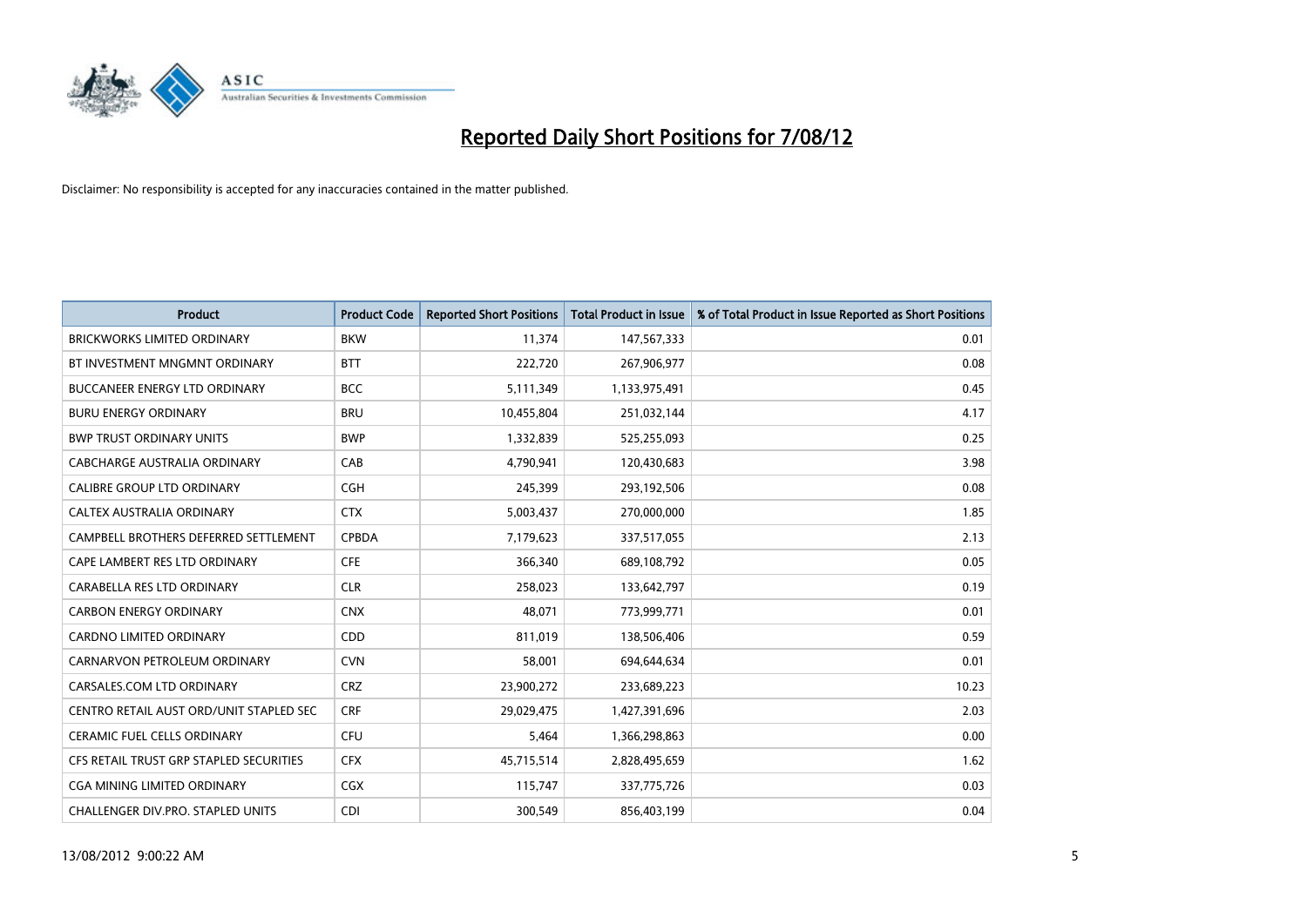# Reported Daily Short Positions for 7/08/12

Disclaimer: No responsibility is accepted for any inaccuracies contained in the matter published.

| Product | Product Code | Reported Short Positions | Total Product in Issue | % of Total Product in Issue Reported as Short Positions |
|---|---|---|---|---|
| BRICKWORKS LIMITED ORDINARY | BKW | 11,374 | 147,567,333 | 0.01 |
| BT INVESTMENT MNGMNT ORDINARY | BTT | 222,720 | 267,906,977 | 0.08 |
| BUCCANEER ENERGY LTD ORDINARY | BCC | 5,111,349 | 1,133,975,491 | 0.45 |
| BURU ENERGY ORDINARY | BRU | 10,455,804 | 251,032,144 | 4.17 |
| BWP TRUST ORDINARY UNITS | BWP | 1,332,839 | 525,255,093 | 0.25 |
| CABCHARGE AUSTRALIA ORDINARY | CAB | 4,790,941 | 120,430,683 | 3.98 |
| CALIBRE GROUP LTD ORDINARY | CGH | 245,399 | 293,192,506 | 0.08 |
| CALTEX AUSTRALIA ORDINARY | CTX | 5,003,437 | 270,000,000 | 1.85 |
| CAMPBELL BROTHERS DEFERRED SETTLEMENT | CPBDA | 7,179,623 | 337,517,055 | 2.13 |
| CAPE LAMBERT RES LTD ORDINARY | CFE | 366,340 | 689,108,792 | 0.05 |
| CARABELLA RES LTD ORDINARY | CLR | 258,023 | 133,642,797 | 0.19 |
| CARBON ENERGY ORDINARY | CNX | 48,071 | 773,999,771 | 0.01 |
| CARDNO LIMITED ORDINARY | CDD | 811,019 | 138,506,406 | 0.59 |
| CARNARVON PETROLEUM ORDINARY | CVN | 58,001 | 694,644,634 | 0.01 |
| CARSALES.COM LTD ORDINARY | CRZ | 23,900,272 | 233,689,223 | 10.23 |
| CENTRO RETAIL AUST ORD/UNIT STAPLED SEC | CRF | 29,029,475 | 1,427,391,696 | 2.03 |
| CERAMIC FUEL CELLS ORDINARY | CFU | 5,464 | 1,366,298,863 | 0.00 |
| CFS RETAIL TRUST GRP STAPLED SECURITIES | CFX | 45,715,514 | 2,828,495,659 | 1.62 |
| CGA MINING LIMITED ORDINARY | CGX | 115,747 | 337,775,726 | 0.03 |
| CHALLENGER DIV.PRO. STAPLED UNITS | CDI | 300,549 | 856,403,199 | 0.04 |

13/08/2012 9:00:22 AM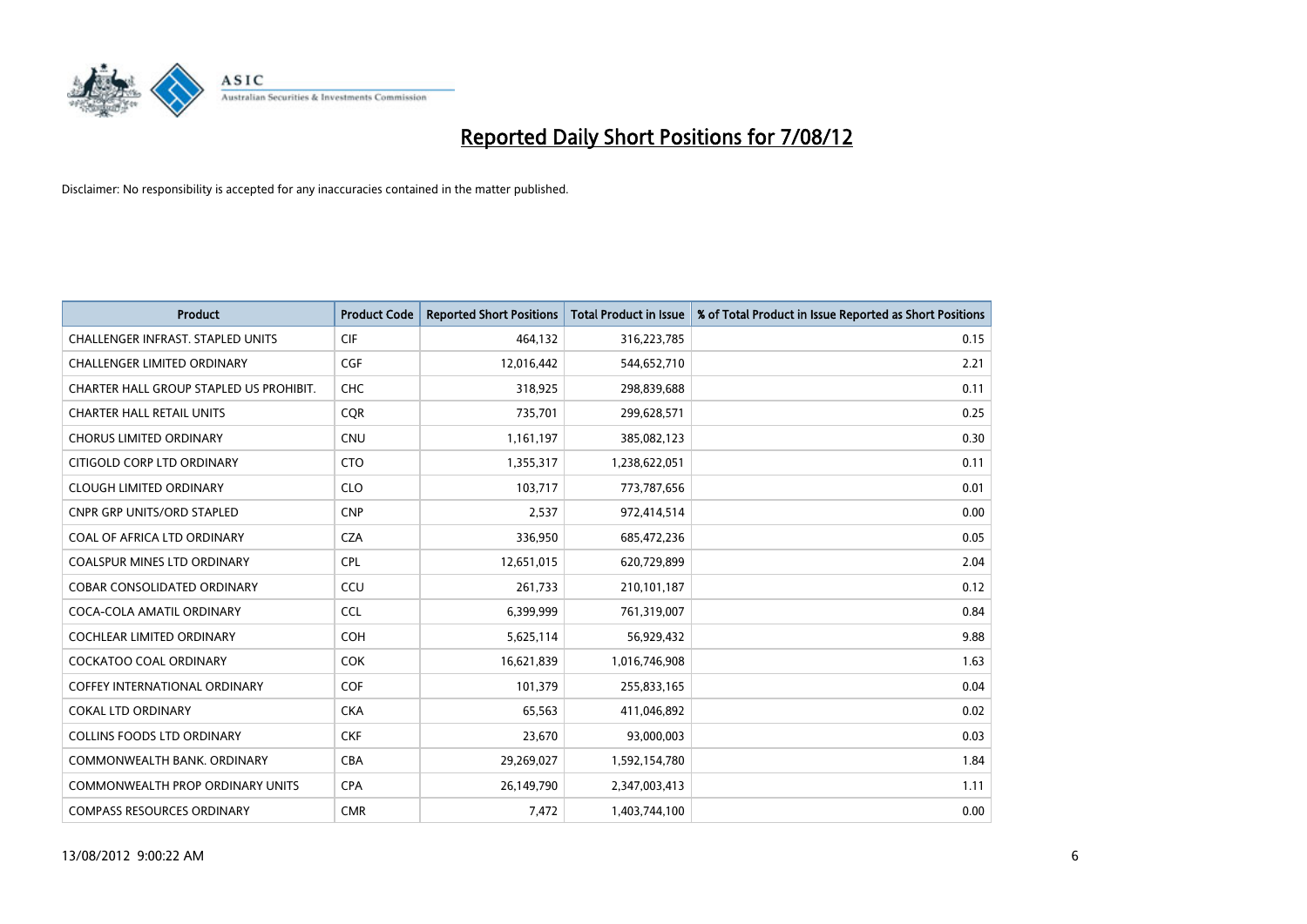# Reported Daily Short Positions for 7/08/12

Disclaimer: No responsibility is accepted for any inaccuracies contained in the matter published.

| Product | Product Code | Reported Short Positions | Total Product in Issue | % of Total Product in Issue Reported as Short Positions |
|---|---|---|---|---|
| CHALLENGER INFRAST. STAPLED UNITS | CIF | 464,132 | 316,223,785 | 0.15 |
| CHALLENGER LIMITED ORDINARY | CGF | 12,016,442 | 544,652,710 | 2.21 |
| CHARTER HALL GROUP STAPLED US PROHIBIT. | CHC | 318,925 | 298,839,688 | 0.11 |
| CHARTER HALL RETAIL UNITS | CQR | 735,701 | 299,628,571 | 0.25 |
| CHORUS LIMITED ORDINARY | CNU | 1,161,197 | 385,082,123 | 0.30 |
| CITIGOLD CORP LTD ORDINARY | CTO | 1,355,317 | 1,238,622,051 | 0.11 |
| CLOUGH LIMITED ORDINARY | CLO | 103,717 | 773,787,656 | 0.01 |
| CNPR GRP UNITS/ORD STAPLED | CNP | 2,537 | 972,414,514 | 0.00 |
| COAL OF AFRICA LTD ORDINARY | CZA | 336,950 | 685,472,236 | 0.05 |
| COALSPUR MINES LTD ORDINARY | CPL | 12,651,015 | 620,729,899 | 2.04 |
| COBAR CONSOLIDATED ORDINARY | CCU | 261,733 | 210,101,187 | 0.12 |
| COCA-COLA AMATIL ORDINARY | CCL | 6,399,999 | 761,319,007 | 0.84 |
| COCHLEAR LIMITED ORDINARY | COH | 5,625,114 | 56,929,432 | 9.88 |
| COCKATOO COAL ORDINARY | COK | 16,621,839 | 1,016,746,908 | 1.63 |
| COFFEY INTERNATIONAL ORDINARY | COF | 101,379 | 255,833,165 | 0.04 |
| COKAL LTD ORDINARY | CKA | 65,563 | 411,046,892 | 0.02 |
| COLLINS FOODS LTD ORDINARY | CKF | 23,670 | 93,000,003 | 0.03 |
| COMMONWEALTH BANK. ORDINARY | CBA | 29,269,027 | 1,592,154,780 | 1.84 |
| COMMONWEALTH PROP ORDINARY UNITS | CPA | 26,149,790 | 2,347,003,413 | 1.11 |
| COMPASS RESOURCES ORDINARY | CMR | 7,472 | 1,403,744,100 | 0.00 |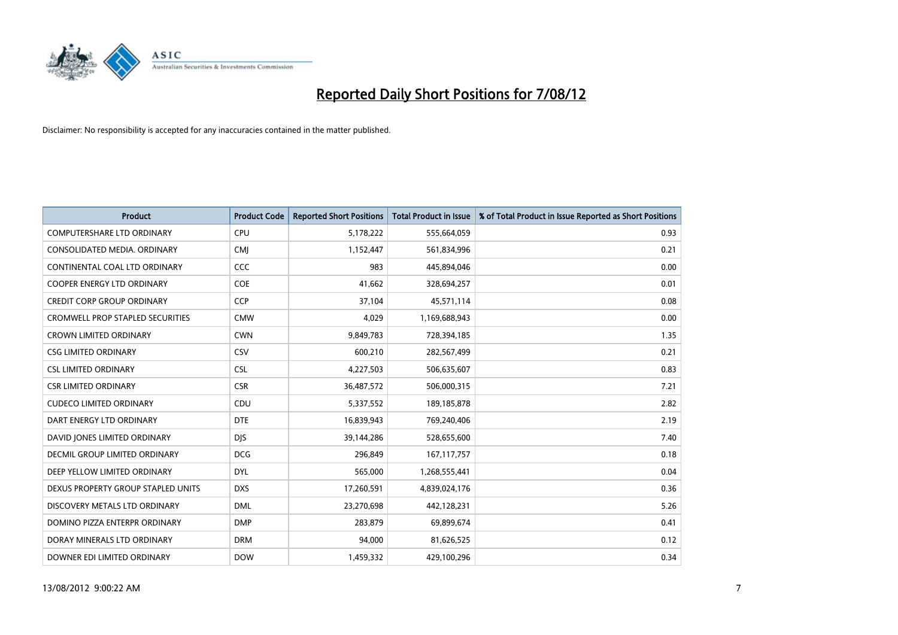# Reported Daily Short Positions for 7/08/12

Disclaimer: No responsibility is accepted for any inaccuracies contained in the matter published.

| Product | Product Code | Reported Short Positions | Total Product in Issue | % of Total Product in Issue Reported as Short Positions |
|---|---|---|---|---|
| COMPUTERSHARE LTD ORDINARY | CPU | 5,178,222 | 555,664,059 | 0.93 |
| CONSOLIDATED MEDIA. ORDINARY | CMJ | 1,152,447 | 561,834,996 | 0.21 |
| CONTINENTAL COAL LTD ORDINARY | CCC | 983 | 445,894,046 | 0.00 |
| COOPER ENERGY LTD ORDINARY | COE | 41,662 | 328,694,257 | 0.01 |
| CREDIT CORP GROUP ORDINARY | CCP | 37,104 | 45,571,114 | 0.08 |
| CROMWELL PROP STAPLED SECURITIES | CMW | 4,029 | 1,169,688,943 | 0.00 |
| CROWN LIMITED ORDINARY | CWN | 9,849,783 | 728,394,185 | 1.35 |
| CSG LIMITED ORDINARY | CSV | 600,210 | 282,567,499 | 0.21 |
| CSL LIMITED ORDINARY | CSL | 4,227,503 | 506,635,607 | 0.83 |
| CSR LIMITED ORDINARY | CSR | 36,487,572 | 506,000,315 | 7.21 |
| CUDECO LIMITED ORDINARY | CDU | 5,337,552 | 189,185,878 | 2.82 |
| DART ENERGY LTD ORDINARY | DTE | 16,839,943 | 769,240,406 | 2.19 |
| DAVID JONES LIMITED ORDINARY | DJS | 39,144,286 | 528,655,600 | 7.40 |
| DECMIL GROUP LIMITED ORDINARY | DCG | 296,849 | 167,117,757 | 0.18 |
| DEEP YELLOW LIMITED ORDINARY | DYL | 565,000 | 1,268,555,441 | 0.04 |
| DEXUS PROPERTY GROUP STAPLED UNITS | DXS | 17,260,591 | 4,839,024,176 | 0.36 |
| DISCOVERY METALS LTD ORDINARY | DML | 23,270,698 | 442,128,231 | 5.26 |
| DOMINO PIZZA ENTERPR ORDINARY | DMP | 283,879 | 69,899,674 | 0.41 |
| DORAY MINERALS LTD ORDINARY | DRM | 94,000 | 81,626,525 | 0.12 |
| DOWNER EDI LIMITED ORDINARY | DOW | 1,459,332 | 429,100,296 | 0.34 |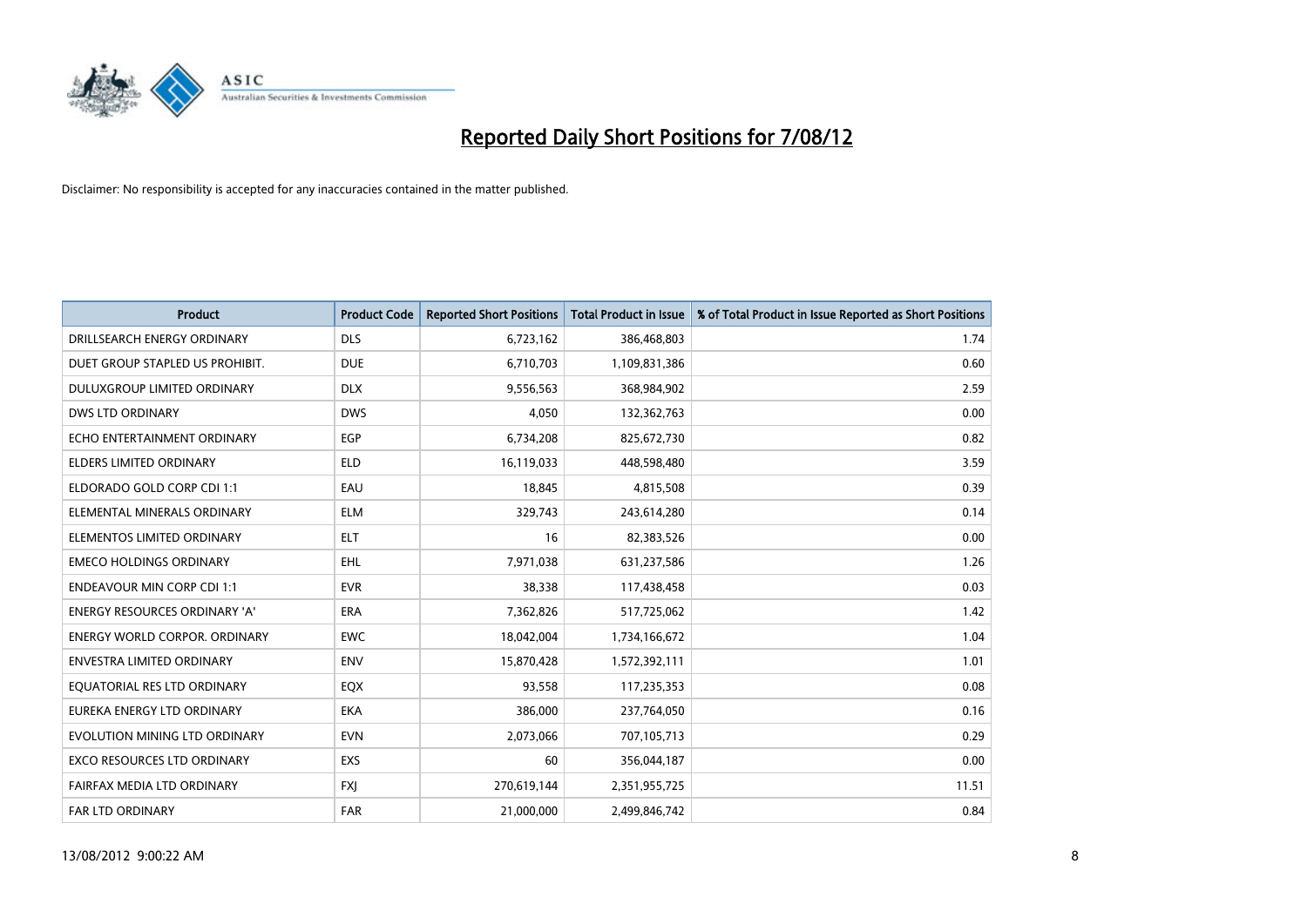# Reported Daily Short Positions for 7/08/12

Disclaimer: No responsibility is accepted for any inaccuracies contained in the matter published.

| Product | Product Code | Reported Short Positions | Total Product in Issue | % of Total Product in Issue Reported as Short Positions |
|---|---|---|---|---|
| DRILLSEARCH ENERGY ORDINARY | DLS | 6,723,162 | 386,468,803 | 1.74 |
| DUET GROUP STAPLED US PROHIBIT. | DUE | 6,710,703 | 1,109,831,386 | 0.60 |
| DULUXGROUP LIMITED ORDINARY | DLX | 9,556,563 | 368,984,902 | 2.59 |
| DWS LTD ORDINARY | DWS | 4,050 | 132,362,763 | 0.00 |
| ECHO ENTERTAINMENT ORDINARY | EGP | 6,734,208 | 825,672,730 | 0.82 |
| ELDERS LIMITED ORDINARY | ELD | 16,119,033 | 448,598,480 | 3.59 |
| ELDORADO GOLD CORP CDI 1:1 | EAU | 18,845 | 4,815,508 | 0.39 |
| ELEMENTAL MINERALS ORDINARY | ELM | 329,743 | 243,614,280 | 0.14 |
| ELEMENTOS LIMITED ORDINARY | ELT | 16 | 82,383,526 | 0.00 |
| EMECO HOLDINGS ORDINARY | EHL | 7,971,038 | 631,237,586 | 1.26 |
| ENDEAVOUR MIN CORP CDI 1:1 | EVR | 38,338 | 117,438,458 | 0.03 |
| ENERGY RESOURCES ORDINARY 'A' | ERA | 7,362,826 | 517,725,062 | 1.42 |
| ENERGY WORLD CORPOR. ORDINARY | EWC | 18,042,004 | 1,734,166,672 | 1.04 |
| ENVESTRA LIMITED ORDINARY | ENV | 15,870,428 | 1,572,392,111 | 1.01 |
| EQUATORIAL RES LTD ORDINARY | EQX | 93,558 | 117,235,353 | 0.08 |
| EUREKA ENERGY LTD ORDINARY | EKA | 386,000 | 237,764,050 | 0.16 |
| EVOLUTION MINING LTD ORDINARY | EVN | 2,073,066 | 707,105,713 | 0.29 |
| EXCO RESOURCES LTD ORDINARY | EXS | 60 | 356,044,187 | 0.00 |
| FAIRFAX MEDIA LTD ORDINARY | FXJ | 270,619,144 | 2,351,955,725 | 11.51 |
| FAR LTD ORDINARY | FAR | 21,000,000 | 2,499,846,742 | 0.84 |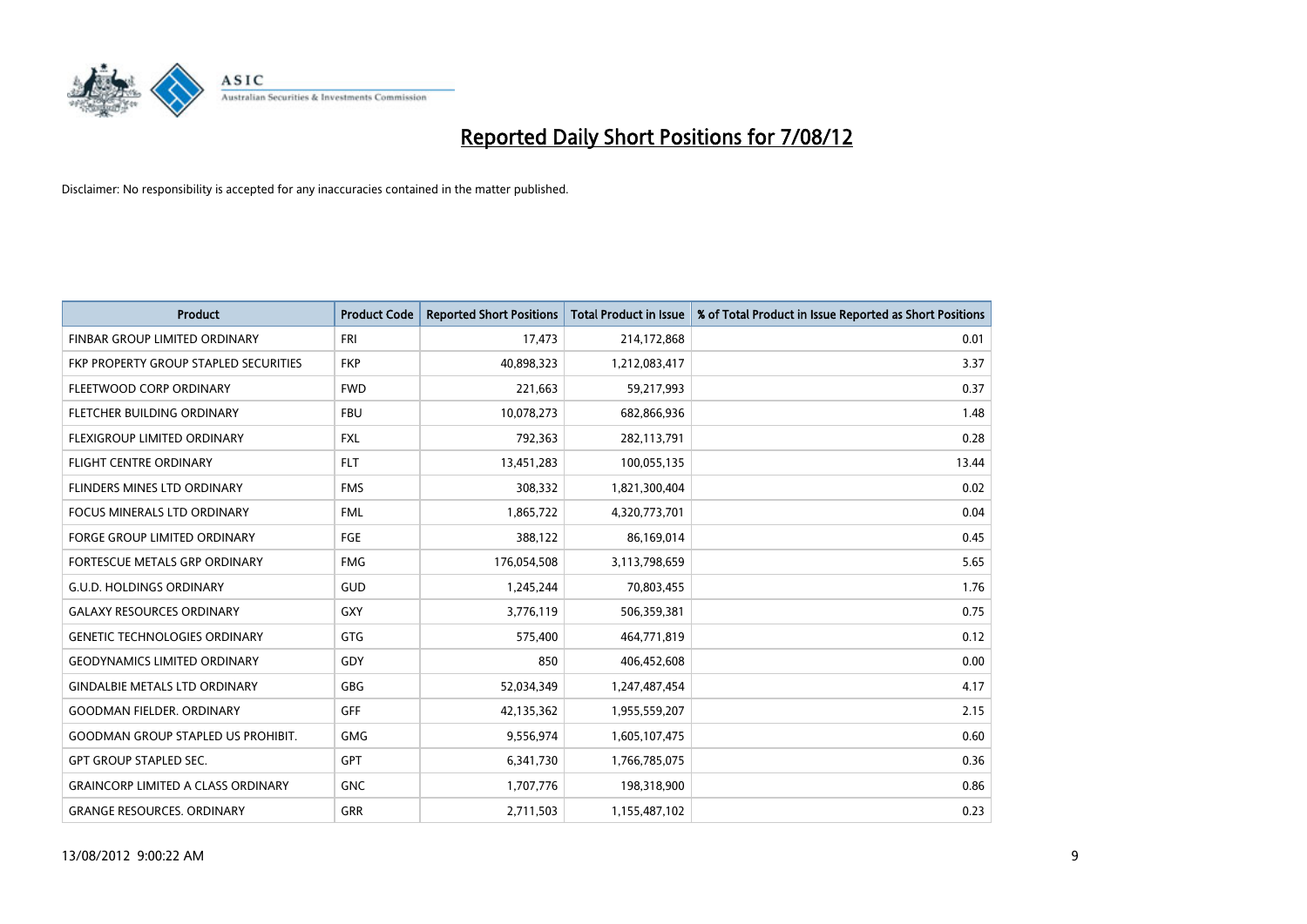# Reported Daily Short Positions for 7/08/12

Disclaimer: No responsibility is accepted for any inaccuracies contained in the matter published.

| Product | Product Code | Reported Short Positions | Total Product in Issue | % of Total Product in Issue Reported as Short Positions |
| --- | --- | --- | --- | --- |
| FINBAR GROUP LIMITED ORDINARY | FRI | 17,473 | 214,172,868 | 0.01 |
| FKP PROPERTY GROUP STAPLED SECURITIES | FKP | 40,898,323 | 1,212,083,417 | 3.37 |
| FLEETWOOD CORP ORDINARY | FWD | 221,663 | 59,217,993 | 0.37 |
| FLETCHER BUILDING ORDINARY | FBU | 10,078,273 | 682,866,936 | 1.48 |
| FLEXIGROUP LIMITED ORDINARY | FXL | 792,363 | 282,113,791 | 0.28 |
| FLIGHT CENTRE ORDINARY | FLT | 13,451,283 | 100,055,135 | 13.44 |
| FLINDERS MINES LTD ORDINARY | FMS | 308,332 | 1,821,300,404 | 0.02 |
| FOCUS MINERALS LTD ORDINARY | FML | 1,865,722 | 4,320,773,701 | 0.04 |
| FORGE GROUP LIMITED ORDINARY | FGE | 388,122 | 86,169,014 | 0.45 |
| FORTESCUE METALS GRP ORDINARY | FMG | 176,054,508 | 3,113,798,659 | 5.65 |
| G.U.D. HOLDINGS ORDINARY | GUD | 1,245,244 | 70,803,455 | 1.76 |
| GALAXY RESOURCES ORDINARY | GXY | 3,776,119 | 506,359,381 | 0.75 |
| GENETIC TECHNOLOGIES ORDINARY | GTG | 575,400 | 464,771,819 | 0.12 |
| GEODYNAMICS LIMITED ORDINARY | GDY | 850 | 406,452,608 | 0.00 |
| GINDALBIE METALS LTD ORDINARY | GBG | 52,034,349 | 1,247,487,454 | 4.17 |
| GOODMAN FIELDER. ORDINARY | GFF | 42,135,362 | 1,955,559,207 | 2.15 |
| GOODMAN GROUP STAPLED US PROHIBIT. | GMG | 9,556,974 | 1,605,107,475 | 0.60 |
| GPT GROUP STAPLED SEC. | GPT | 6,341,730 | 1,766,785,075 | 0.36 |
| GRAINCORP LIMITED A CLASS ORDINARY | GNC | 1,707,776 | 198,318,900 | 0.86 |
| GRANGE RESOURCES. ORDINARY | GRR | 2,711,503 | 1,155,487,102 | 0.23 |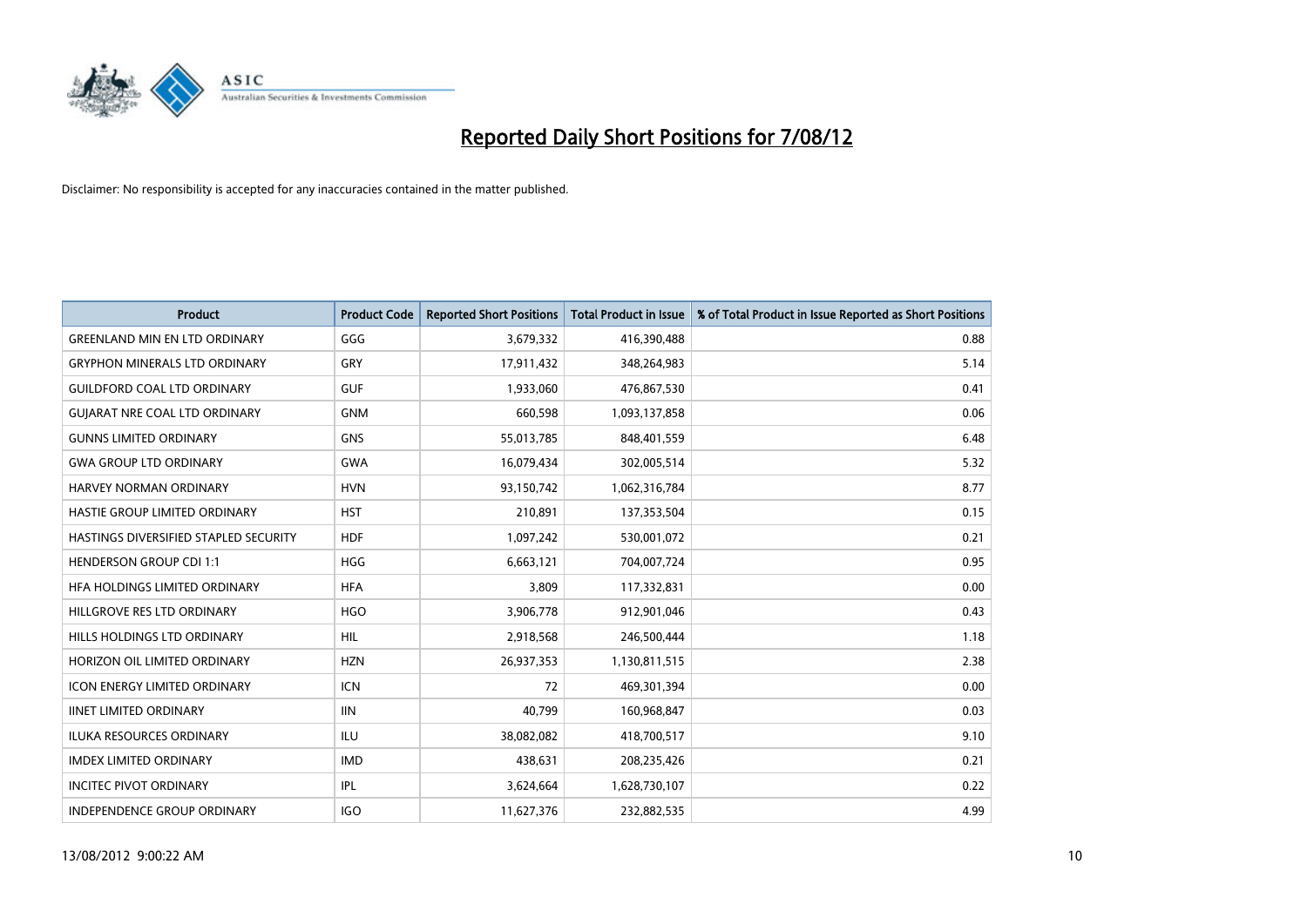# Reported Daily Short Positions for 7/08/12

Disclaimer: No responsibility is accepted for any inaccuracies contained in the matter published.

| Product | Product Code | Reported Short Positions | Total Product in Issue | % of Total Product in Issue Reported as Short Positions |
|---|---|---|---|---|
| GREENLAND MIN EN LTD ORDINARY | GGG | 3,679,332 | 416,390,488 | 0.88 |
| GRYPHON MINERALS LTD ORDINARY | GRY | 17,911,432 | 348,264,983 | 5.14 |
| GUILDFORD COAL LTD ORDINARY | GUF | 1,933,060 | 476,867,530 | 0.41 |
| GUJARAT NRE COAL LTD ORDINARY | GNM | 660,598 | 1,093,137,858 | 0.06 |
| GUNNS LIMITED ORDINARY | GNS | 55,013,785 | 848,401,559 | 6.48 |
| GWA GROUP LTD ORDINARY | GWA | 16,079,434 | 302,005,514 | 5.32 |
| HARVEY NORMAN ORDINARY | HVN | 93,150,742 | 1,062,316,784 | 8.77 |
| HASTIE GROUP LIMITED ORDINARY | HST | 210,891 | 137,353,504 | 0.15 |
| HASTINGS DIVERSIFIED STAPLED SECURITY | HDF | 1,097,242 | 530,001,072 | 0.21 |
| HENDERSON GROUP CDI 1:1 | HGG | 6,663,121 | 704,007,724 | 0.95 |
| HFA HOLDINGS LIMITED ORDINARY | HFA | 3,809 | 117,332,831 | 0.00 |
| HILLGROVE RES LTD ORDINARY | HGO | 3,906,778 | 912,901,046 | 0.43 |
| HILLS HOLDINGS LTD ORDINARY | HIL | 2,918,568 | 246,500,444 | 1.18 |
| HORIZON OIL LIMITED ORDINARY | HZN | 26,937,353 | 1,130,811,515 | 2.38 |
| ICON ENERGY LIMITED ORDINARY | ICN | 72 | 469,301,394 | 0.00 |
| IINET LIMITED ORDINARY | IIN | 40,799 | 160,968,847 | 0.03 |
| ILUKA RESOURCES ORDINARY | ILU | 38,082,082 | 418,700,517 | 9.10 |
| IMDEX LIMITED ORDINARY | IMD | 438,631 | 208,235,426 | 0.21 |
| INCITEC PIVOT ORDINARY | IPL | 3,624,664 | 1,628,730,107 | 0.22 |
| INDEPENDENCE GROUP ORDINARY | IGO | 11,627,376 | 232,882,535 | 4.99 |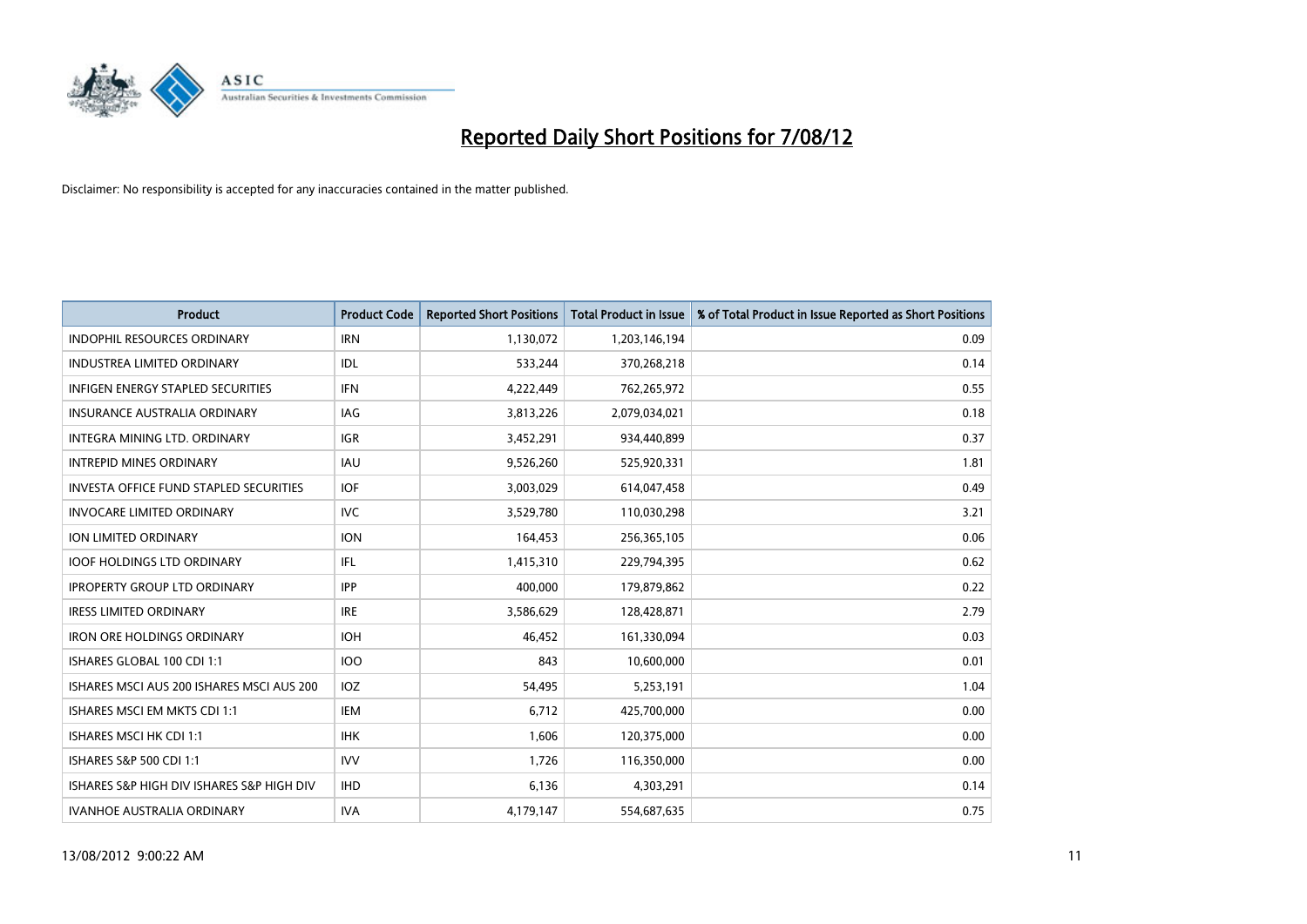# Reported Daily Short Positions for 7/08/12

Disclaimer: No responsibility is accepted for any inaccuracies contained in the matter published.

| Product | Product Code | Reported Short Positions | Total Product in Issue | % of Total Product in Issue Reported as Short Positions |
|---|---|---|---|---|
| INDOPHIL RESOURCES ORDINARY | IRN | 1,130,072 | 1,203,146,194 | 0.09 |
| INDUSTREA LIMITED ORDINARY | IDL | 533,244 | 370,268,218 | 0.14 |
| INFIGEN ENERGY STAPLED SECURITIES | IFN | 4,222,449 | 762,265,972 | 0.55 |
| INSURANCE AUSTRALIA ORDINARY | IAG | 3,813,226 | 2,079,034,021 | 0.18 |
| INTEGRA MINING LTD. ORDINARY | IGR | 3,452,291 | 934,440,899 | 0.37 |
| INTREPID MINES ORDINARY | IAU | 9,526,260 | 525,920,331 | 1.81 |
| INVESTA OFFICE FUND STAPLED SECURITIES | IOF | 3,003,029 | 614,047,458 | 0.49 |
| INVOCARE LIMITED ORDINARY | IVC | 3,529,780 | 110,030,298 | 3.21 |
| ION LIMITED ORDINARY | ION | 164,453 | 256,365,105 | 0.06 |
| IOOF HOLDINGS LTD ORDINARY | IFL | 1,415,310 | 229,794,395 | 0.62 |
| IPROPERTY GROUP LTD ORDINARY | IPP | 400,000 | 179,879,862 | 0.22 |
| IRESS LIMITED ORDINARY | IRE | 3,586,629 | 128,428,871 | 2.79 |
| IRON ORE HOLDINGS ORDINARY | IOH | 46,452 | 161,330,094 | 0.03 |
| ISHARES GLOBAL 100 CDI 1:1 | IOO | 843 | 10,600,000 | 0.01 |
| ISHARES MSCI AUS 200 ISHARES MSCI AUS 200 | IOZ | 54,495 | 5,253,191 | 1.04 |
| ISHARES MSCI EM MKTS CDI 1:1 | IEM | 6,712 | 425,700,000 | 0.00 |
| ISHARES MSCI HK CDI 1:1 | IHK | 1,606 | 120,375,000 | 0.00 |
| ISHARES S&P 500 CDI 1:1 | IVV | 1,726 | 116,350,000 | 0.00 |
| ISHARES S&P HIGH DIV ISHARES S&P HIGH DIV | IHD | 6,136 | 4,303,291 | 0.14 |
| IVANHOE AUSTRALIA ORDINARY | IVA | 4,179,147 | 554,687,635 | 0.75 |

13/08/2012 9:00:22 AM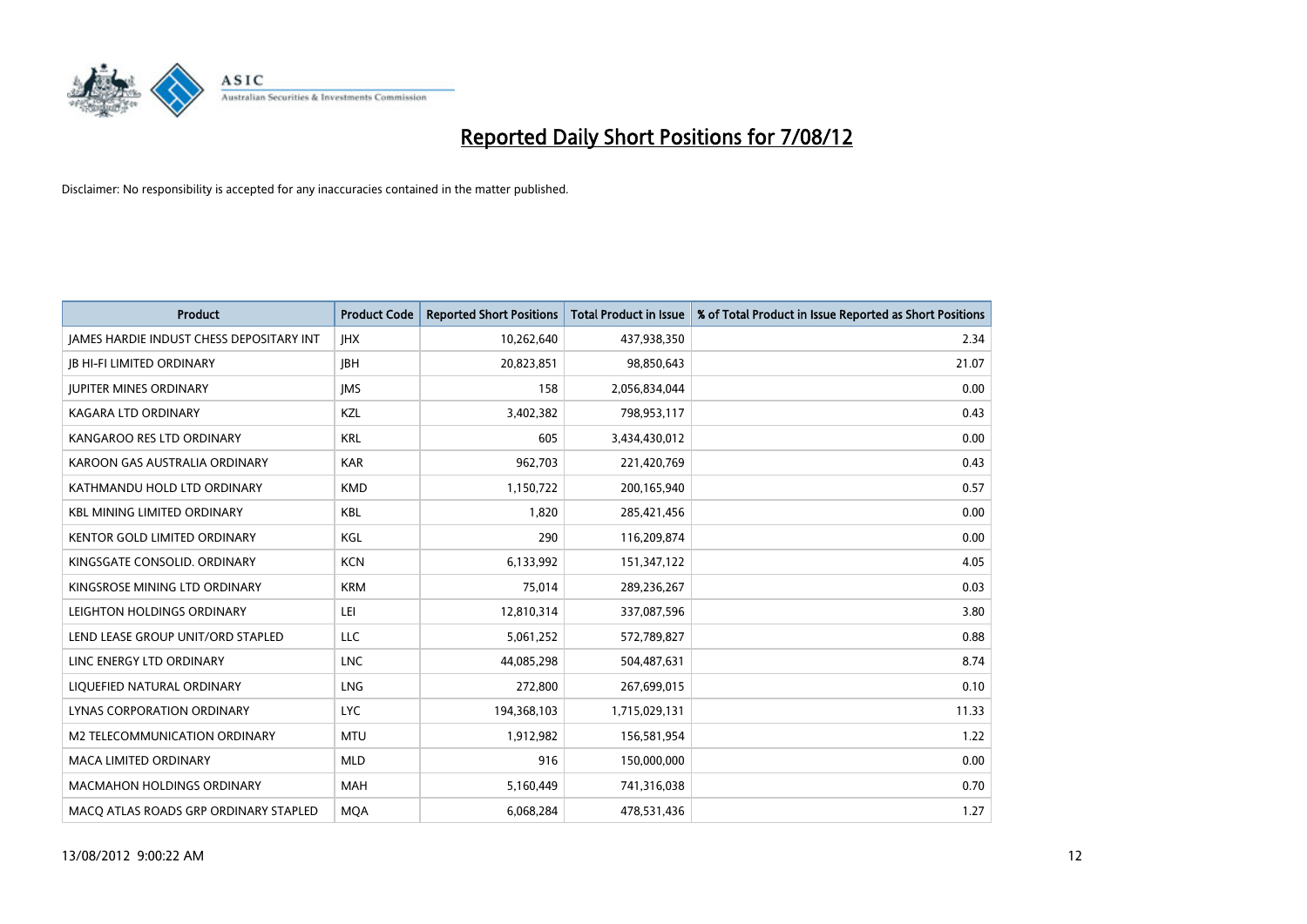# Reported Daily Short Positions for 7/08/12

Disclaimer: No responsibility is accepted for any inaccuracies contained in the matter published.

| Product | Product Code | Reported Short Positions | Total Product in Issue | % of Total Product in Issue Reported as Short Positions |
|---|---|---|---|---|
| JAMES HARDIE INDUST CHESS DEPOSITARY INT | JHX | 10,262,640 | 437,938,350 | 2.34 |
| JB HI-FI LIMITED ORDINARY | JBH | 20,823,851 | 98,850,643 | 21.07 |
| JUPITER MINES ORDINARY | JMS | 158 | 2,056,834,044 | 0.00 |
| KAGARA LTD ORDINARY | KZL | 3,402,382 | 798,953,117 | 0.43 |
| KANGAROO RES LTD ORDINARY | KRL | 605 | 3,434,430,012 | 0.00 |
| KAROON GAS AUSTRALIA ORDINARY | KAR | 962,703 | 221,420,769 | 0.43 |
| KATHMANDU HOLD LTD ORDINARY | KMD | 1,150,722 | 200,165,940 | 0.57 |
| KBL MINING LIMITED ORDINARY | KBL | 1,820 | 285,421,456 | 0.00 |
| KENTOR GOLD LIMITED ORDINARY | KGL | 290 | 116,209,874 | 0.00 |
| KINGSGATE CONSOLID. ORDINARY | KCN | 6,133,992 | 151,347,122 | 4.05 |
| KINGSROSE MINING LTD ORDINARY | KRM | 75,014 | 289,236,267 | 0.03 |
| LEIGHTON HOLDINGS ORDINARY | LEI | 12,810,314 | 337,087,596 | 3.80 |
| LEND LEASE GROUP UNIT/ORD STAPLED | LLC | 5,061,252 | 572,789,827 | 0.88 |
| LINC ENERGY LTD ORDINARY | LNC | 44,085,298 | 504,487,631 | 8.74 |
| LIQUEFIED NATURAL ORDINARY | LNG | 272,800 | 267,699,015 | 0.10 |
| LYNAS CORPORATION ORDINARY | LYC | 194,368,103 | 1,715,029,131 | 11.33 |
| M2 TELECOMMUNICATION ORDINARY | MTU | 1,912,982 | 156,581,954 | 1.22 |
| MACA LIMITED ORDINARY | MLD | 916 | 150,000,000 | 0.00 |
| MACMAHON HOLDINGS ORDINARY | MAH | 5,160,449 | 741,316,038 | 0.70 |
| MACQ ATLAS ROADS GRP ORDINARY STAPLED | MQA | 6,068,284 | 478,531,436 | 1.27 |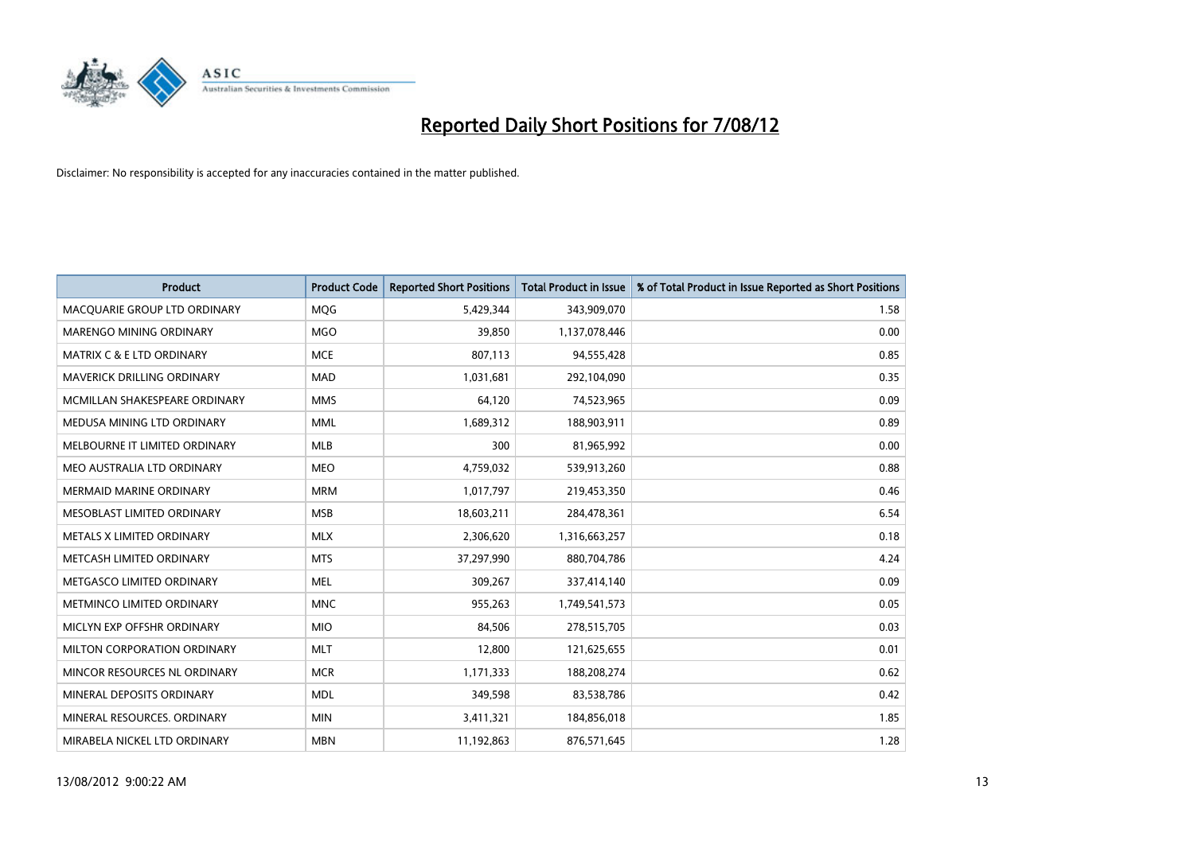# Reported Daily Short Positions for 7/08/12

Disclaimer: No responsibility is accepted for any inaccuracies contained in the matter published.

| Product | Product Code | Reported Short Positions | Total Product in Issue | % of Total Product in Issue Reported as Short Positions |
|---|---|---|---|---|
| MACQUARIE GROUP LTD ORDINARY | MQG | 5,429,344 | 343,909,070 | 1.58 |
| MARENGO MINING ORDINARY | MGO | 39,850 | 1,137,078,446 | 0.00 |
| MATRIX C & E LTD ORDINARY | MCE | 807,113 | 94,555,428 | 0.85 |
| MAVERICK DRILLING ORDINARY | MAD | 1,031,681 | 292,104,090 | 0.35 |
| MCMILLAN SHAKESPEARE ORDINARY | MMS | 64,120 | 74,523,965 | 0.09 |
| MEDUSA MINING LTD ORDINARY | MML | 1,689,312 | 188,903,911 | 0.89 |
| MELBOURNE IT LIMITED ORDINARY | MLB | 300 | 81,965,992 | 0.00 |
| MEO AUSTRALIA LTD ORDINARY | MEO | 4,759,032 | 539,913,260 | 0.88 |
| MERMAID MARINE ORDINARY | MRM | 1,017,797 | 219,453,350 | 0.46 |
| MESOBLAST LIMITED ORDINARY | MSB | 18,603,211 | 284,478,361 | 6.54 |
| METALS X LIMITED ORDINARY | MLX | 2,306,620 | 1,316,663,257 | 0.18 |
| METCASH LIMITED ORDINARY | MTS | 37,297,990 | 880,704,786 | 4.24 |
| METGASCO LIMITED ORDINARY | MEL | 309,267 | 337,414,140 | 0.09 |
| METMINCO LIMITED ORDINARY | MNC | 955,263 | 1,749,541,573 | 0.05 |
| MICLYN EXP OFFSHR ORDINARY | MIO | 84,506 | 278,515,705 | 0.03 |
| MILTON CORPORATION ORDINARY | MLT | 12,800 | 121,625,655 | 0.01 |
| MINCOR RESOURCES NL ORDINARY | MCR | 1,171,333 | 188,208,274 | 0.62 |
| MINERAL DEPOSITS ORDINARY | MDL | 349,598 | 83,538,786 | 0.42 |
| MINERAL RESOURCES. ORDINARY | MIN | 3,411,321 | 184,856,018 | 1.85 |
| MIRABELA NICKEL LTD ORDINARY | MBN | 11,192,863 | 876,571,645 | 1.28 |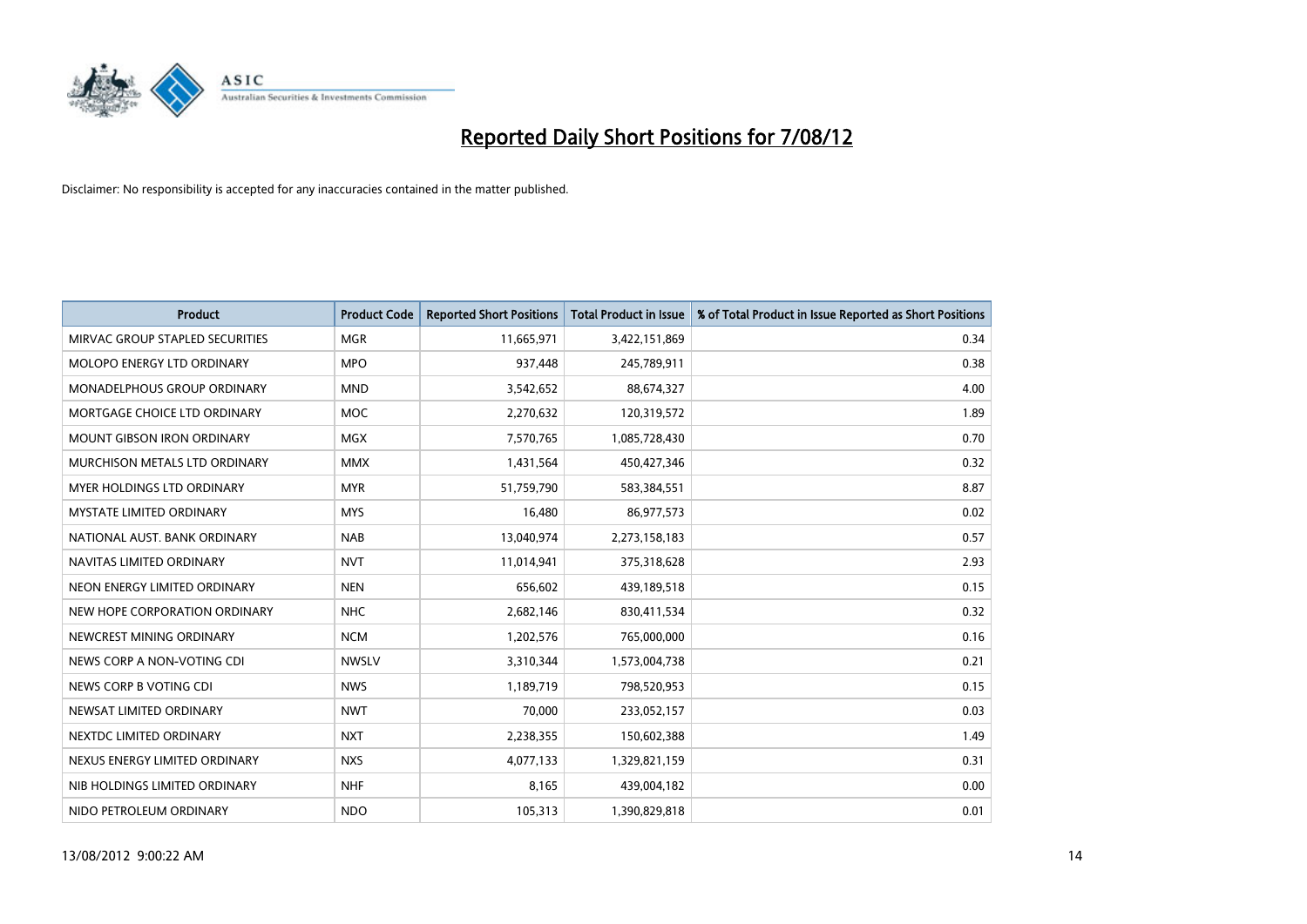# Reported Daily Short Positions for 7/08/12

Disclaimer: No responsibility is accepted for any inaccuracies contained in the matter published.

| Product | Product Code | Reported Short Positions | Total Product in Issue | % of Total Product in Issue Reported as Short Positions |
|---|---|---|---|---|
| MIRVAC GROUP STAPLED SECURITIES | MGR | 11,665,971 | 3,422,151,869 | 0.34 |
| MOLOPO ENERGY LTD ORDINARY | MPO | 937,448 | 245,789,911 | 0.38 |
| MONADELPHOUS GROUP ORDINARY | MND | 3,542,652 | 88,674,327 | 4.00 |
| MORTGAGE CHOICE LTD ORDINARY | MOC | 2,270,632 | 120,319,572 | 1.89 |
| MOUNT GIBSON IRON ORDINARY | MGX | 7,570,765 | 1,085,728,430 | 0.70 |
| MURCHISON METALS LTD ORDINARY | MMX | 1,431,564 | 450,427,346 | 0.32 |
| MYER HOLDINGS LTD ORDINARY | MYR | 51,759,790 | 583,384,551 | 8.87 |
| MYSTATE LIMITED ORDINARY | MYS | 16,480 | 86,977,573 | 0.02 |
| NATIONAL AUST. BANK ORDINARY | NAB | 13,040,974 | 2,273,158,183 | 0.57 |
| NAVITAS LIMITED ORDINARY | NVT | 11,014,941 | 375,318,628 | 2.93 |
| NEON ENERGY LIMITED ORDINARY | NEN | 656,602 | 439,189,518 | 0.15 |
| NEW HOPE CORPORATION ORDINARY | NHC | 2,682,146 | 830,411,534 | 0.32 |
| NEWCREST MINING ORDINARY | NCM | 1,202,576 | 765,000,000 | 0.16 |
| NEWS CORP A NON-VOTING CDI | NWSLV | 3,310,344 | 1,573,004,738 | 0.21 |
| NEWS CORP B VOTING CDI | NWS | 1,189,719 | 798,520,953 | 0.15 |
| NEWSAT LIMITED ORDINARY | NWT | 70,000 | 233,052,157 | 0.03 |
| NEXTDC LIMITED ORDINARY | NXT | 2,238,355 | 150,602,388 | 1.49 |
| NEXUS ENERGY LIMITED ORDINARY | NXS | 4,077,133 | 1,329,821,159 | 0.31 |
| NIB HOLDINGS LIMITED ORDINARY | NHF | 8,165 | 439,004,182 | 0.00 |
| NIDO PETROLEUM ORDINARY | NDO | 105,313 | 1,390,829,818 | 0.01 |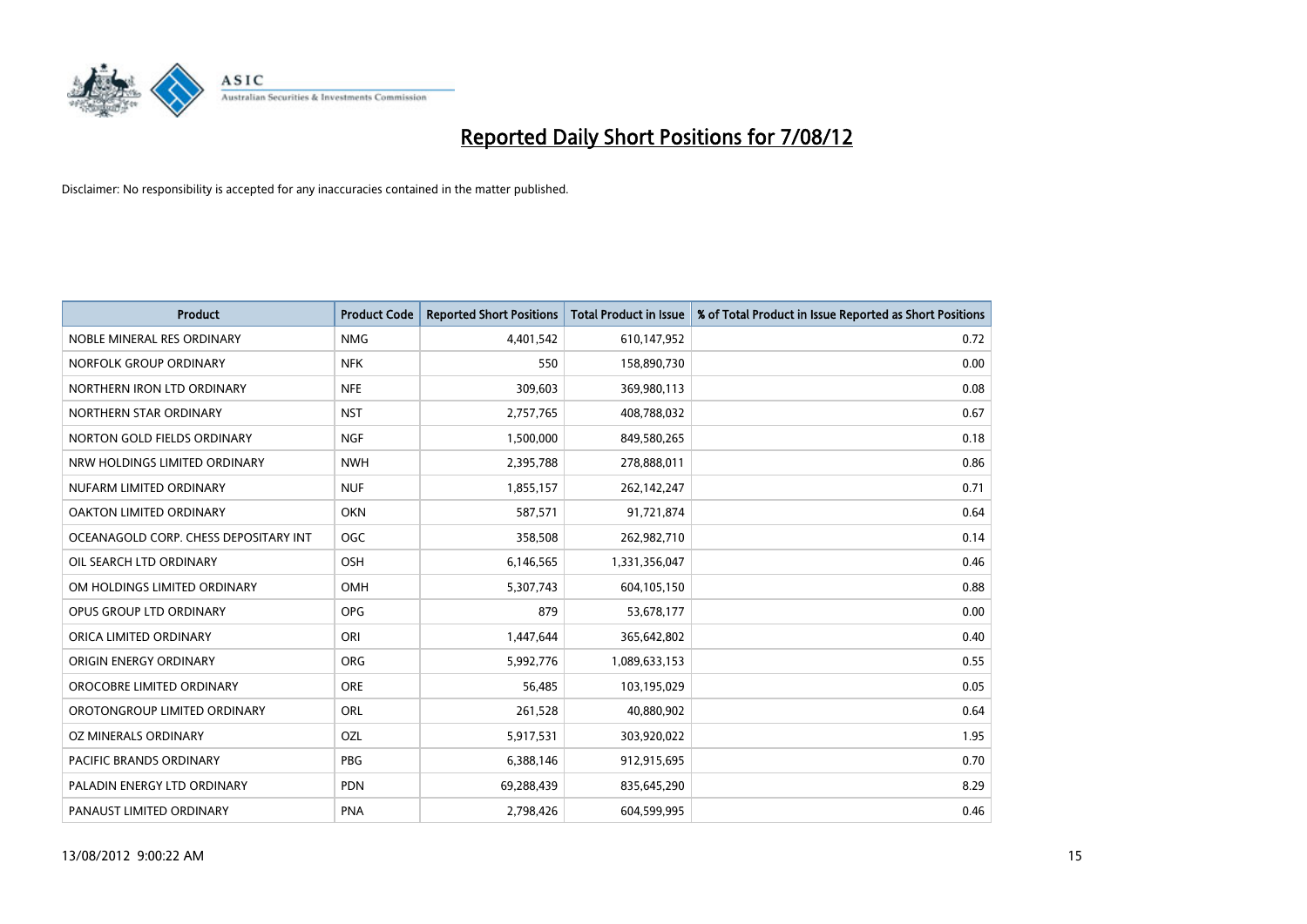# Reported Daily Short Positions for 7/08/12

Disclaimer: No responsibility is accepted for any inaccuracies contained in the matter published.

| Product | Product Code | Reported Short Positions | Total Product in Issue | % of Total Product in Issue Reported as Short Positions |
| --- | --- | --- | --- | --- |
| NOBLE MINERAL RES ORDINARY | NMG | 4,401,542 | 610,147,952 | 0.72 |
| NORFOLK GROUP ORDINARY | NFK | 550 | 158,890,730 | 0.00 |
| NORTHERN IRON LTD ORDINARY | NFE | 309,603 | 369,980,113 | 0.08 |
| NORTHERN STAR ORDINARY | NST | 2,757,765 | 408,788,032 | 0.67 |
| NORTON GOLD FIELDS ORDINARY | NGF | 1,500,000 | 849,580,265 | 0.18 |
| NRW HOLDINGS LIMITED ORDINARY | NWH | 2,395,788 | 278,888,011 | 0.86 |
| NUFARM LIMITED ORDINARY | NUF | 1,855,157 | 262,142,247 | 0.71 |
| OAKTON LIMITED ORDINARY | OKN | 587,571 | 91,721,874 | 0.64 |
| OCEANAGOLD CORP. CHESS DEPOSITARY INT | OGC | 358,508 | 262,982,710 | 0.14 |
| OIL SEARCH LTD ORDINARY | OSH | 6,146,565 | 1,331,356,047 | 0.46 |
| OM HOLDINGS LIMITED ORDINARY | OMH | 5,307,743 | 604,105,150 | 0.88 |
| OPUS GROUP LTD ORDINARY | OPG | 879 | 53,678,177 | 0.00 |
| ORICA LIMITED ORDINARY | ORI | 1,447,644 | 365,642,802 | 0.40 |
| ORIGIN ENERGY ORDINARY | ORG | 5,992,776 | 1,089,633,153 | 0.55 |
| OROCOBRE LIMITED ORDINARY | ORE | 56,485 | 103,195,029 | 0.05 |
| OROTONGROUP LIMITED ORDINARY | ORL | 261,528 | 40,880,902 | 0.64 |
| OZ MINERALS ORDINARY | OZL | 5,917,531 | 303,920,022 | 1.95 |
| PACIFIC BRANDS ORDINARY | PBG | 6,388,146 | 912,915,695 | 0.70 |
| PALADIN ENERGY LTD ORDINARY | PDN | 69,288,439 | 835,645,290 | 8.29 |
| PANAUST LIMITED ORDINARY | PNA | 2,798,426 | 604,599,995 | 0.46 |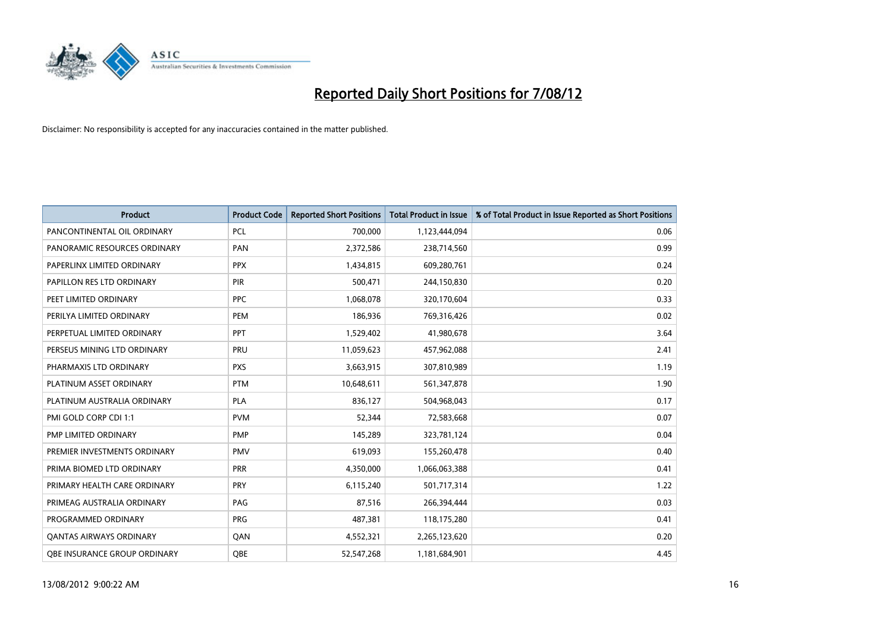# Reported Daily Short Positions for 7/08/12

Disclaimer: No responsibility is accepted for any inaccuracies contained in the matter published.

| Product | Product Code | Reported Short Positions | Total Product in Issue | % of Total Product in Issue Reported as Short Positions |
|---|---|---|---|---|
| PANCONTINENTAL OIL ORDINARY | PCL | 700,000 | 1,123,444,094 | 0.06 |
| PANORAMIC RESOURCES ORDINARY | PAN | 2,372,586 | 238,714,560 | 0.99 |
| PAPERLINX LIMITED ORDINARY | PPX | 1,434,815 | 609,280,761 | 0.24 |
| PAPILLON RES LTD ORDINARY | PIR | 500,471 | 244,150,830 | 0.20 |
| PEET LIMITED ORDINARY | PPC | 1,068,078 | 320,170,604 | 0.33 |
| PERILYA LIMITED ORDINARY | PEM | 186,936 | 769,316,426 | 0.02 |
| PERPETUAL LIMITED ORDINARY | PPT | 1,529,402 | 41,980,678 | 3.64 |
| PERSEUS MINING LTD ORDINARY | PRU | 11,059,623 | 457,962,088 | 2.41 |
| PHARMAXIS LTD ORDINARY | PXS | 3,663,915 | 307,810,989 | 1.19 |
| PLATINUM ASSET ORDINARY | PTM | 10,648,611 | 561,347,878 | 1.90 |
| PLATINUM AUSTRALIA ORDINARY | PLA | 836,127 | 504,968,043 | 0.17 |
| PMI GOLD CORP CDI 1:1 | PVM | 52,344 | 72,583,668 | 0.07 |
| PMP LIMITED ORDINARY | PMP | 145,289 | 323,781,124 | 0.04 |
| PREMIER INVESTMENTS ORDINARY | PMV | 619,093 | 155,260,478 | 0.40 |
| PRIMA BIOMED LTD ORDINARY | PRR | 4,350,000 | 1,066,063,388 | 0.41 |
| PRIMARY HEALTH CARE ORDINARY | PRY | 6,115,240 | 501,717,314 | 1.22 |
| PRIMEAG AUSTRALIA ORDINARY | PAG | 87,516 | 266,394,444 | 0.03 |
| PROGRAMMED ORDINARY | PRG | 487,381 | 118,175,280 | 0.41 |
| QANTAS AIRWAYS ORDINARY | QAN | 4,552,321 | 2,265,123,620 | 0.20 |
| QBE INSURANCE GROUP ORDINARY | QBE | 52,547,268 | 1,181,684,901 | 4.45 |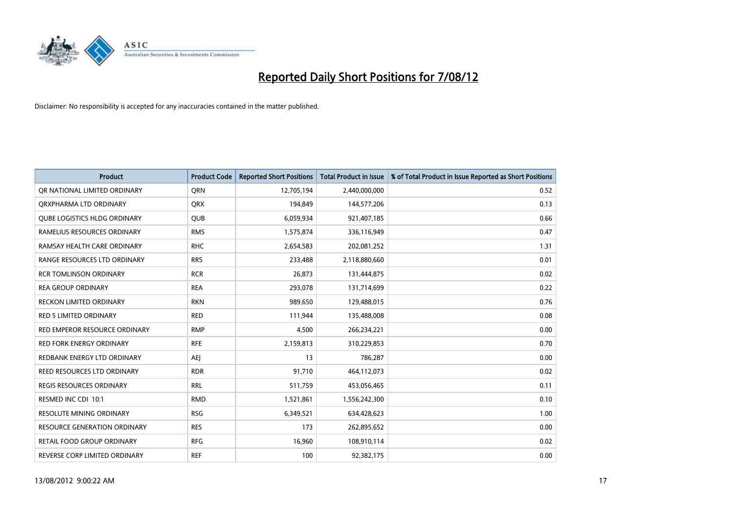# Reported Daily Short Positions for 7/08/12

Disclaimer: No responsibility is accepted for any inaccuracies contained in the matter published.

| Product | Product Code | Reported Short Positions | Total Product in Issue | % of Total Product in Issue Reported as Short Positions |
|---|---|---|---|---|
| QR NATIONAL LIMITED ORDINARY | QRN | 12,705,194 | 2,440,000,000 | 0.52 |
| QRXPHARMA LTD ORDINARY | QRX | 194,849 | 144,577,206 | 0.13 |
| QUBE LOGISTICS HLDG ORDINARY | QUB | 6,059,934 | 921,407,185 | 0.66 |
| RAMELIUS RESOURCES ORDINARY | RMS | 1,575,874 | 336,116,949 | 0.47 |
| RAMSAY HEALTH CARE ORDINARY | RHC | 2,654,583 | 202,081,252 | 1.31 |
| RANGE RESOURCES LTD ORDINARY | RRS | 233,488 | 2,118,880,660 | 0.01 |
| RCR TOMLINSON ORDINARY | RCR | 26,873 | 131,444,875 | 0.02 |
| REA GROUP ORDINARY | REA | 293,078 | 131,714,699 | 0.22 |
| RECKON LIMITED ORDINARY | RKN | 989,650 | 129,488,015 | 0.76 |
| RED 5 LIMITED ORDINARY | RED | 111,944 | 135,488,008 | 0.08 |
| RED EMPEROR RESOURCE ORDINARY | RMP | 4,500 | 266,234,221 | 0.00 |
| RED FORK ENERGY ORDINARY | RFE | 2,159,813 | 310,229,853 | 0.70 |
| REDBANK ENERGY LTD ORDINARY | AEJ | 13 | 786,287 | 0.00 |
| REED RESOURCES LTD ORDINARY | RDR | 91,710 | 464,112,073 | 0.02 |
| REGIS RESOURCES ORDINARY | RRL | 511,759 | 453,056,465 | 0.11 |
| RESMED INC CDI 10:1 | RMD | 1,521,861 | 1,556,242,300 | 0.10 |
| RESOLUTE MINING ORDINARY | RSG | 6,349,521 | 634,428,623 | 1.00 |
| RESOURCE GENERATION ORDINARY | RES | 173 | 262,895,652 | 0.00 |
| RETAIL FOOD GROUP ORDINARY | RFG | 16,960 | 108,910,114 | 0.02 |
| REVERSE CORP LIMITED ORDINARY | REF | 100 | 92,382,175 | 0.00 |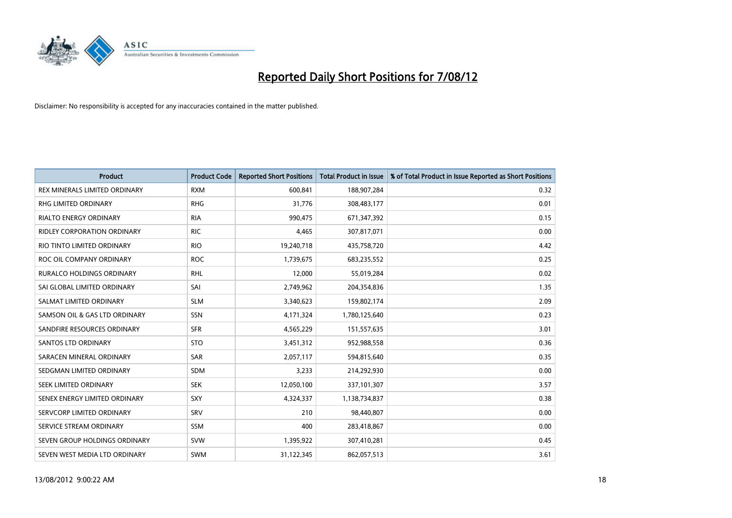# Reported Daily Short Positions for 7/08/12

Disclaimer: No responsibility is accepted for any inaccuracies contained in the matter published.

| Product | Product Code | Reported Short Positions | Total Product in Issue | % of Total Product in Issue Reported as Short Positions |
|---|---|---|---|---|
| REX MINERALS LIMITED ORDINARY | RXM | 600,841 | 188,907,284 | 0.32 |
| RHG LIMITED ORDINARY | RHG | 31,776 | 308,483,177 | 0.01 |
| RIALTO ENERGY ORDINARY | RIA | 990,475 | 671,347,392 | 0.15 |
| RIDLEY CORPORATION ORDINARY | RIC | 4,465 | 307,817,071 | 0.00 |
| RIO TINTO LIMITED ORDINARY | RIO | 19,240,718 | 435,758,720 | 4.42 |
| ROC OIL COMPANY ORDINARY | ROC | 1,739,675 | 683,235,552 | 0.25 |
| RURALCO HOLDINGS ORDINARY | RHL | 12,000 | 55,019,284 | 0.02 |
| SAI GLOBAL LIMITED ORDINARY | SAI | 2,749,962 | 204,354,836 | 1.35 |
| SALMAT LIMITED ORDINARY | SLM | 3,340,623 | 159,802,174 | 2.09 |
| SAMSON OIL & GAS LTD ORDINARY | SSN | 4,171,324 | 1,780,125,640 | 0.23 |
| SANDFIRE RESOURCES ORDINARY | SFR | 4,565,229 | 151,557,635 | 3.01 |
| SANTOS LTD ORDINARY | STO | 3,451,312 | 952,988,558 | 0.36 |
| SARACEN MINERAL ORDINARY | SAR | 2,057,117 | 594,815,640 | 0.35 |
| SEDGMAN LIMITED ORDINARY | SDM | 3,233 | 214,292,930 | 0.00 |
| SEEK LIMITED ORDINARY | SEK | 12,050,100 | 337,101,307 | 3.57 |
| SENEX ENERGY LIMITED ORDINARY | SXY | 4,324,337 | 1,138,734,837 | 0.38 |
| SERVCORP LIMITED ORDINARY | SRV | 210 | 98,440,807 | 0.00 |
| SERVICE STREAM ORDINARY | SSM | 400 | 283,418,867 | 0.00 |
| SEVEN GROUP HOLDINGS ORDINARY | SVW | 1,395,922 | 307,410,281 | 0.45 |
| SEVEN WEST MEDIA LTD ORDINARY | SWM | 31,122,345 | 862,057,513 | 3.61 |

13/08/2012 9:00:22 AM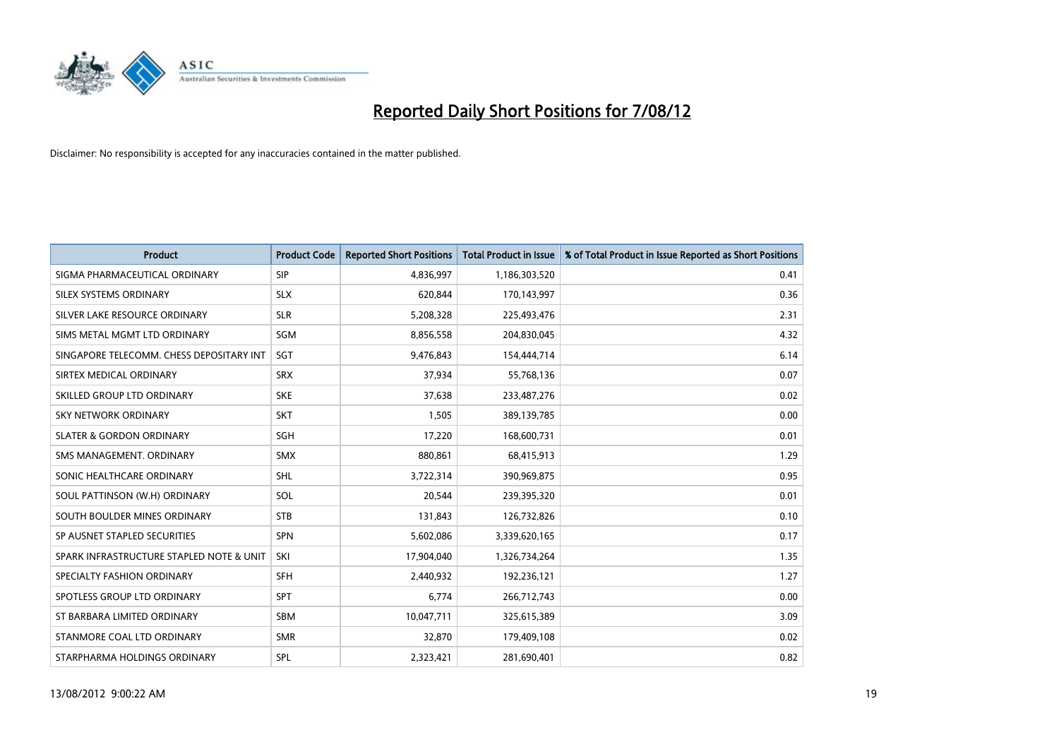# Reported Daily Short Positions for 7/08/12

Disclaimer: No responsibility is accepted for any inaccuracies contained in the matter published.

| Product | Product Code | Reported Short Positions | Total Product in Issue | % of Total Product in Issue Reported as Short Positions |
|---|---|---|---|---|
| SIGMA PHARMACEUTICAL ORDINARY | SIP | 4,836,997 | 1,186,303,520 | 0.41 |
| SILEX SYSTEMS ORDINARY | SLX | 620,844 | 170,143,997 | 0.36 |
| SILVER LAKE RESOURCE ORDINARY | SLR | 5,208,328 | 225,493,476 | 2.31 |
| SIMS METAL MGMT LTD ORDINARY | SGM | 8,856,558 | 204,830,045 | 4.32 |
| SINGAPORE TELECOMM. CHESS DEPOSITARY INT | SGT | 9,476,843 | 154,444,714 | 6.14 |
| SIRTEX MEDICAL ORDINARY | SRX | 37,934 | 55,768,136 | 0.07 |
| SKILLED GROUP LTD ORDINARY | SKE | 37,638 | 233,487,276 | 0.02 |
| SKY NETWORK ORDINARY | SKT | 1,505 | 389,139,785 | 0.00 |
| SLATER & GORDON ORDINARY | SGH | 17,220 | 168,600,731 | 0.01 |
| SMS MANAGEMENT. ORDINARY | SMX | 880,861 | 68,415,913 | 1.29 |
| SONIC HEALTHCARE ORDINARY | SHL | 3,722,314 | 390,969,875 | 0.95 |
| SOUL PATTINSON (W.H) ORDINARY | SOL | 20,544 | 239,395,320 | 0.01 |
| SOUTH BOULDER MINES ORDINARY | STB | 131,843 | 126,732,826 | 0.10 |
| SP AUSNET STAPLED SECURITIES | SPN | 5,602,086 | 3,339,620,165 | 0.17 |
| SPARK INFRASTRUCTURE STAPLED NOTE & UNIT | SKI | 17,904,040 | 1,326,734,264 | 1.35 |
| SPECIALTY FASHION ORDINARY | SFH | 2,440,932 | 192,236,121 | 1.27 |
| SPOTLESS GROUP LTD ORDINARY | SPT | 6,774 | 266,712,743 | 0.00 |
| ST BARBARA LIMITED ORDINARY | SBM | 10,047,711 | 325,615,389 | 3.09 |
| STANMORE COAL LTD ORDINARY | SMR | 32,870 | 179,409,108 | 0.02 |
| STARPHARMA HOLDINGS ORDINARY | SPL | 2,323,421 | 281,690,401 | 0.82 |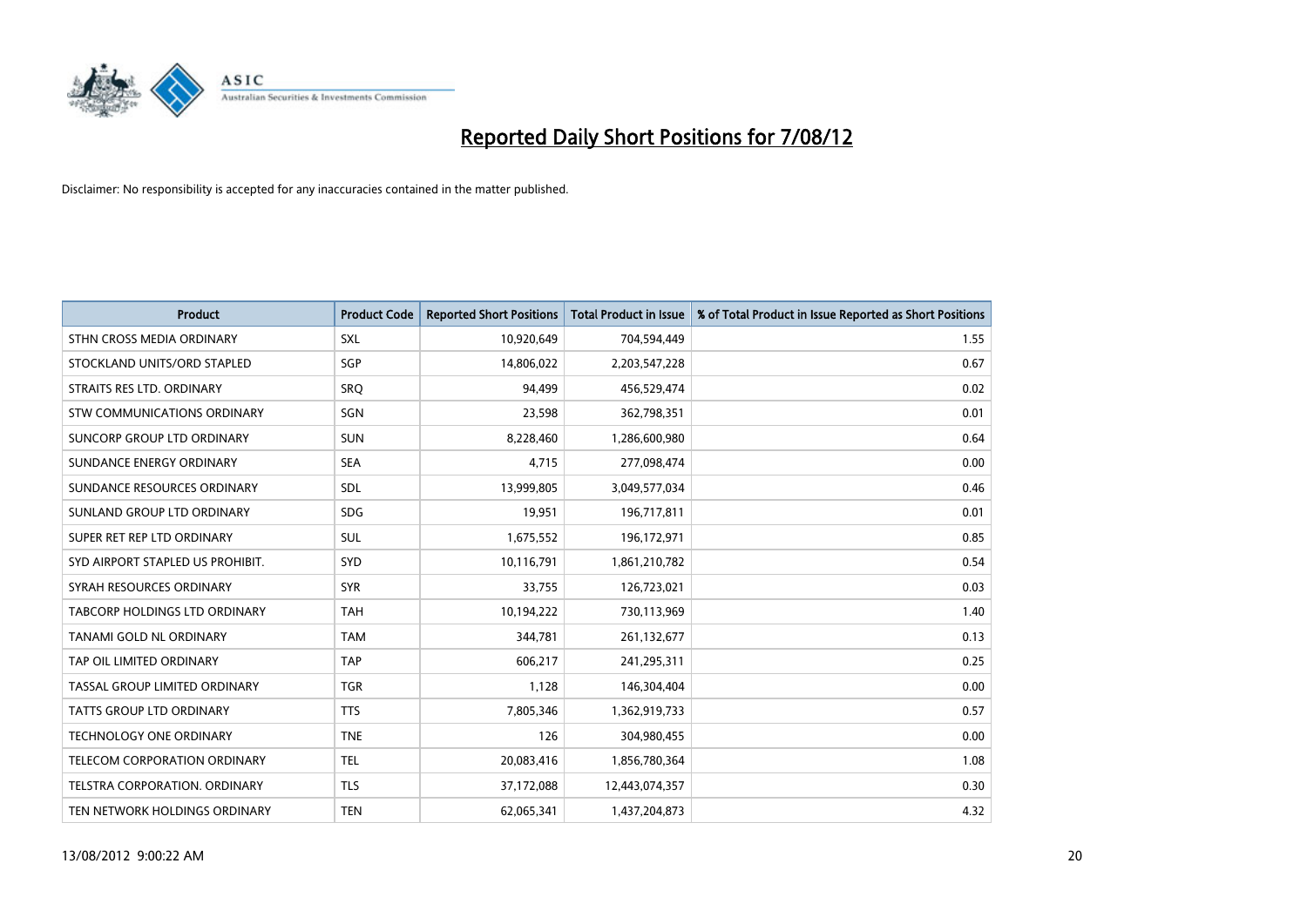# Reported Daily Short Positions for 7/08/12

Disclaimer: No responsibility is accepted for any inaccuracies contained in the matter published.

| Product | Product Code | Reported Short Positions | Total Product in Issue | % of Total Product in Issue Reported as Short Positions |
| --- | --- | --- | --- | --- |
| STHN CROSS MEDIA ORDINARY | SXL | 10,920,649 | 704,594,449 | 1.55 |
| STOCKLAND UNITS/ORD STAPLED | SGP | 14,806,022 | 2,203,547,228 | 0.67 |
| STRAITS RES LTD. ORDINARY | SRQ | 94,499 | 456,529,474 | 0.02 |
| STW COMMUNICATIONS ORDINARY | SGN | 23,598 | 362,798,351 | 0.01 |
| SUNCORP GROUP LTD ORDINARY | SUN | 8,228,460 | 1,286,600,980 | 0.64 |
| SUNDANCE ENERGY ORDINARY | SEA | 4,715 | 277,098,474 | 0.00 |
| SUNDANCE RESOURCES ORDINARY | SDL | 13,999,805 | 3,049,577,034 | 0.46 |
| SUNLAND GROUP LTD ORDINARY | SDG | 19,951 | 196,717,811 | 0.01 |
| SUPER RET REP LTD ORDINARY | SUL | 1,675,552 | 196,172,971 | 0.85 |
| SYD AIRPORT STAPLED US PROHIBIT. | SYD | 10,116,791 | 1,861,210,782 | 0.54 |
| SYRAH RESOURCES ORDINARY | SYR | 33,755 | 126,723,021 | 0.03 |
| TABCORP HOLDINGS LTD ORDINARY | TAH | 10,194,222 | 730,113,969 | 1.40 |
| TANAMI GOLD NL ORDINARY | TAM | 344,781 | 261,132,677 | 0.13 |
| TAP OIL LIMITED ORDINARY | TAP | 606,217 | 241,295,311 | 0.25 |
| TASSAL GROUP LIMITED ORDINARY | TGR | 1,128 | 146,304,404 | 0.00 |
| TATTS GROUP LTD ORDINARY | TTS | 7,805,346 | 1,362,919,733 | 0.57 |
| TECHNOLOGY ONE ORDINARY | TNE | 126 | 304,980,455 | 0.00 |
| TELECOM CORPORATION ORDINARY | TEL | 20,083,416 | 1,856,780,364 | 1.08 |
| TELSTRA CORPORATION. ORDINARY | TLS | 37,172,088 | 12,443,074,357 | 0.30 |
| TEN NETWORK HOLDINGS ORDINARY | TEN | 62,065,341 | 1,437,204,873 | 4.32 |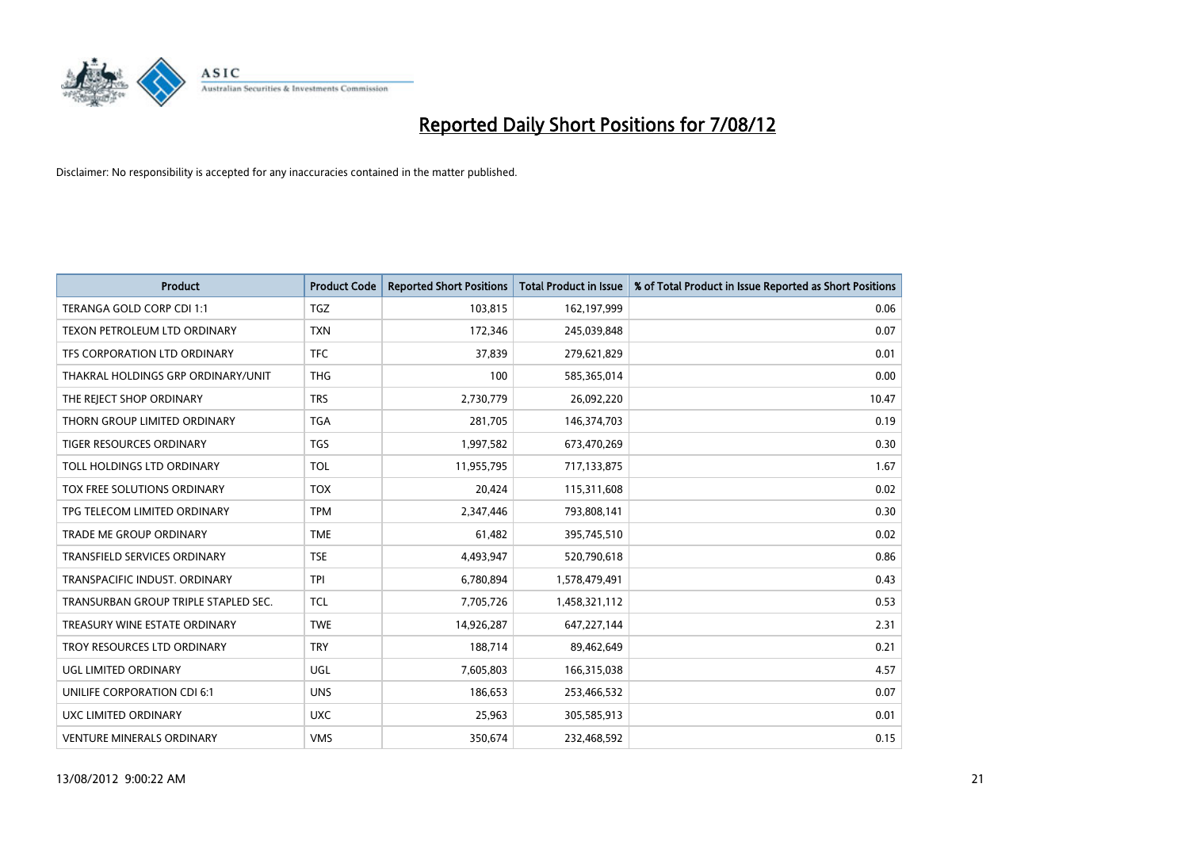# Reported Daily Short Positions for 7/08/12

Disclaimer: No responsibility is accepted for any inaccuracies contained in the matter published.

| Product | Product Code | Reported Short Positions | Total Product in Issue | % of Total Product in Issue Reported as Short Positions |
|---|---|---|---|---|
| TERANGA GOLD CORP CDI 1:1 | TGZ | 103,815 | 162,197,999 | 0.06 |
| TEXON PETROLEUM LTD ORDINARY | TXN | 172,346 | 245,039,848 | 0.07 |
| TFS CORPORATION LTD ORDINARY | TFC | 37,839 | 279,621,829 | 0.01 |
| THAKRAL HOLDINGS GRP ORDINARY/UNIT | THG | 100 | 585,365,014 | 0.00 |
| THE REJECT SHOP ORDINARY | TRS | 2,730,779 | 26,092,220 | 10.47 |
| THORN GROUP LIMITED ORDINARY | TGA | 281,705 | 146,374,703 | 0.19 |
| TIGER RESOURCES ORDINARY | TGS | 1,997,582 | 673,470,269 | 0.30 |
| TOLL HOLDINGS LTD ORDINARY | TOL | 11,955,795 | 717,133,875 | 1.67 |
| TOX FREE SOLUTIONS ORDINARY | TOX | 20,424 | 115,311,608 | 0.02 |
| TPG TELECOM LIMITED ORDINARY | TPM | 2,347,446 | 793,808,141 | 0.30 |
| TRADE ME GROUP ORDINARY | TME | 61,482 | 395,745,510 | 0.02 |
| TRANSFIELD SERVICES ORDINARY | TSE | 4,493,947 | 520,790,618 | 0.86 |
| TRANSPACIFIC INDUST. ORDINARY | TPI | 6,780,894 | 1,578,479,491 | 0.43 |
| TRANSURBAN GROUP TRIPLE STAPLED SEC. | TCL | 7,705,726 | 1,458,321,112 | 0.53 |
| TREASURY WINE ESTATE ORDINARY | TWE | 14,926,287 | 647,227,144 | 2.31 |
| TROY RESOURCES LTD ORDINARY | TRY | 188,714 | 89,462,649 | 0.21 |
| UGL LIMITED ORDINARY | UGL | 7,605,803 | 166,315,038 | 4.57 |
| UNILIFE CORPORATION CDI 6:1 | UNS | 186,653 | 253,466,532 | 0.07 |
| UXC LIMITED ORDINARY | UXC | 25,963 | 305,585,913 | 0.01 |
| VENTURE MINERALS ORDINARY | VMS | 350,674 | 232,468,592 | 0.15 |

13/08/2012 9:00:22 AM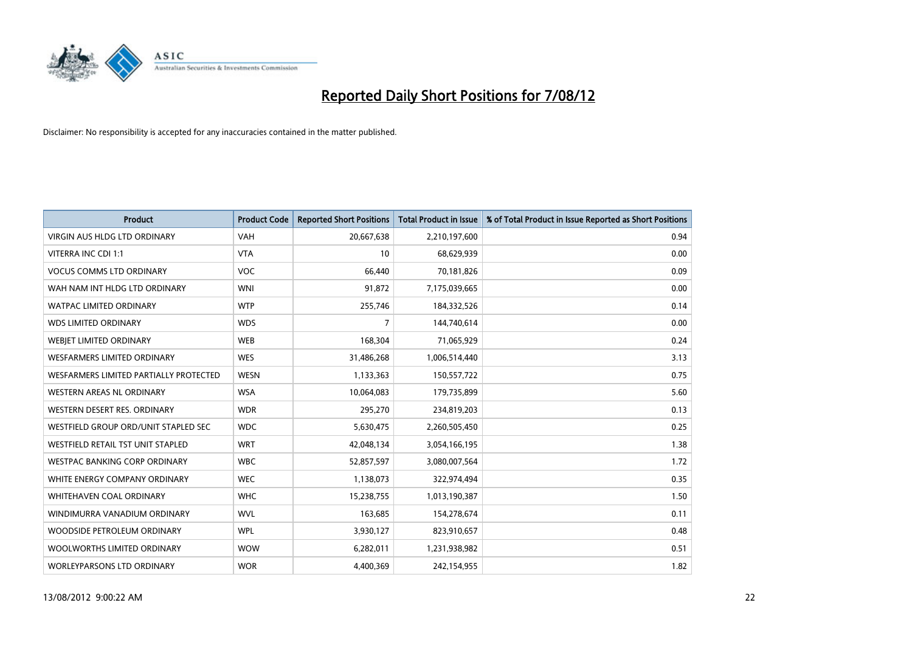# Reported Daily Short Positions for 7/08/12

Disclaimer: No responsibility is accepted for any inaccuracies contained in the matter published.

| Product | Product Code | Reported Short Positions | Total Product in Issue | % of Total Product in Issue Reported as Short Positions |
|---|---|---|---|---|
| VIRGIN AUS HLDG LTD ORDINARY | VAH | 20,667,638 | 2,210,197,600 | 0.94 |
| VITERRA INC CDI 1:1 | VTA | 10 | 68,629,939 | 0.00 |
| VOCUS COMMS LTD ORDINARY | VOC | 66,440 | 70,181,826 | 0.09 |
| WAH NAM INT HLDG LTD ORDINARY | WNI | 91,872 | 7,175,039,665 | 0.00 |
| WATPAC LIMITED ORDINARY | WTP | 255,746 | 184,332,526 | 0.14 |
| WDS LIMITED ORDINARY | WDS | 7 | 144,740,614 | 0.00 |
| WEBJET LIMITED ORDINARY | WEB | 168,304 | 71,065,929 | 0.24 |
| WESFARMERS LIMITED ORDINARY | WES | 31,486,268 | 1,006,514,440 | 3.13 |
| WESFARMERS LIMITED PARTIALLY PROTECTED | WESN | 1,133,363 | 150,557,722 | 0.75 |
| WESTERN AREAS NL ORDINARY | WSA | 10,064,083 | 179,735,899 | 5.60 |
| WESTERN DESERT RES. ORDINARY | WDR | 295,270 | 234,819,203 | 0.13 |
| WESTFIELD GROUP ORD/UNIT STAPLED SEC | WDC | 5,630,475 | 2,260,505,450 | 0.25 |
| WESTFIELD RETAIL TST UNIT STAPLED | WRT | 42,048,134 | 3,054,166,195 | 1.38 |
| WESTPAC BANKING CORP ORDINARY | WBC | 52,857,597 | 3,080,007,564 | 1.72 |
| WHITE ENERGY COMPANY ORDINARY | WEC | 1,138,073 | 322,974,494 | 0.35 |
| WHITEHAVEN COAL ORDINARY | WHC | 15,238,755 | 1,013,190,387 | 1.50 |
| WINDIMURRA VANADIUM ORDINARY | WVL | 163,685 | 154,278,674 | 0.11 |
| WOODSIDE PETROLEUM ORDINARY | WPL | 3,930,127 | 823,910,657 | 0.48 |
| WOOLWORTHS LIMITED ORDINARY | WOW | 6,282,011 | 1,231,938,982 | 0.51 |
| WORLEYPARSONS LTD ORDINARY | WOR | 4,400,369 | 242,154,955 | 1.82 |

13/08/2012 9:00:22 AM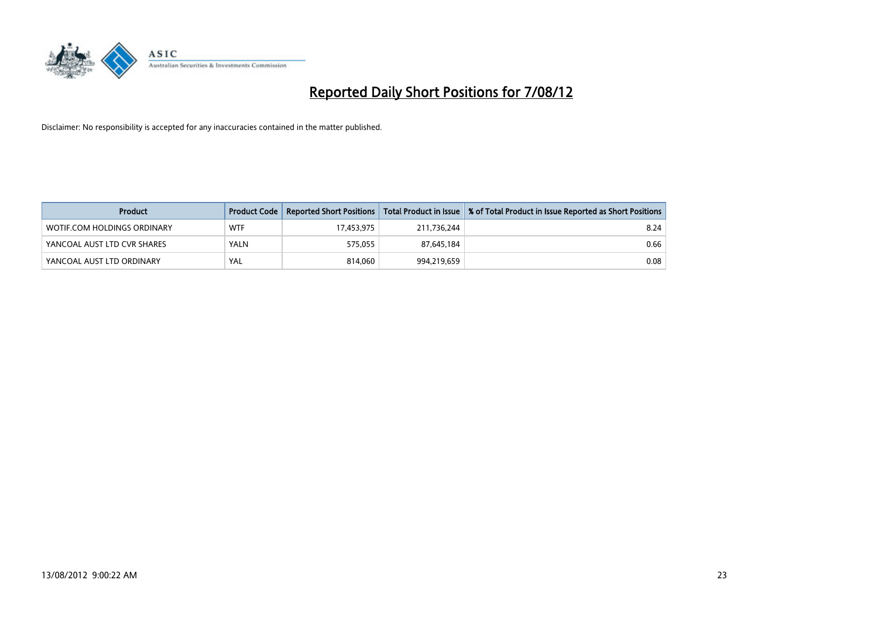# Reported Daily Short Positions for 7/08/12

Disclaimer: No responsibility is accepted for any inaccuracies contained in the matter published.

| Product | Product Code | Reported Short Positions | Total Product in Issue | % of Total Product in Issue Reported as Short Positions |
|---|---|---|---|---|
| WOTIF.COM HOLDINGS ORDINARY | WTF | 17,453,975 | 211,736,244 | 8.24 |
| YANCOAL AUST LTD CVR SHARES | YALN | 575,055 | 87,645,184 | 0.66 |
| YANCOAL AUST LTD ORDINARY | YAL | 814,060 | 994,219,659 | 0.08 |